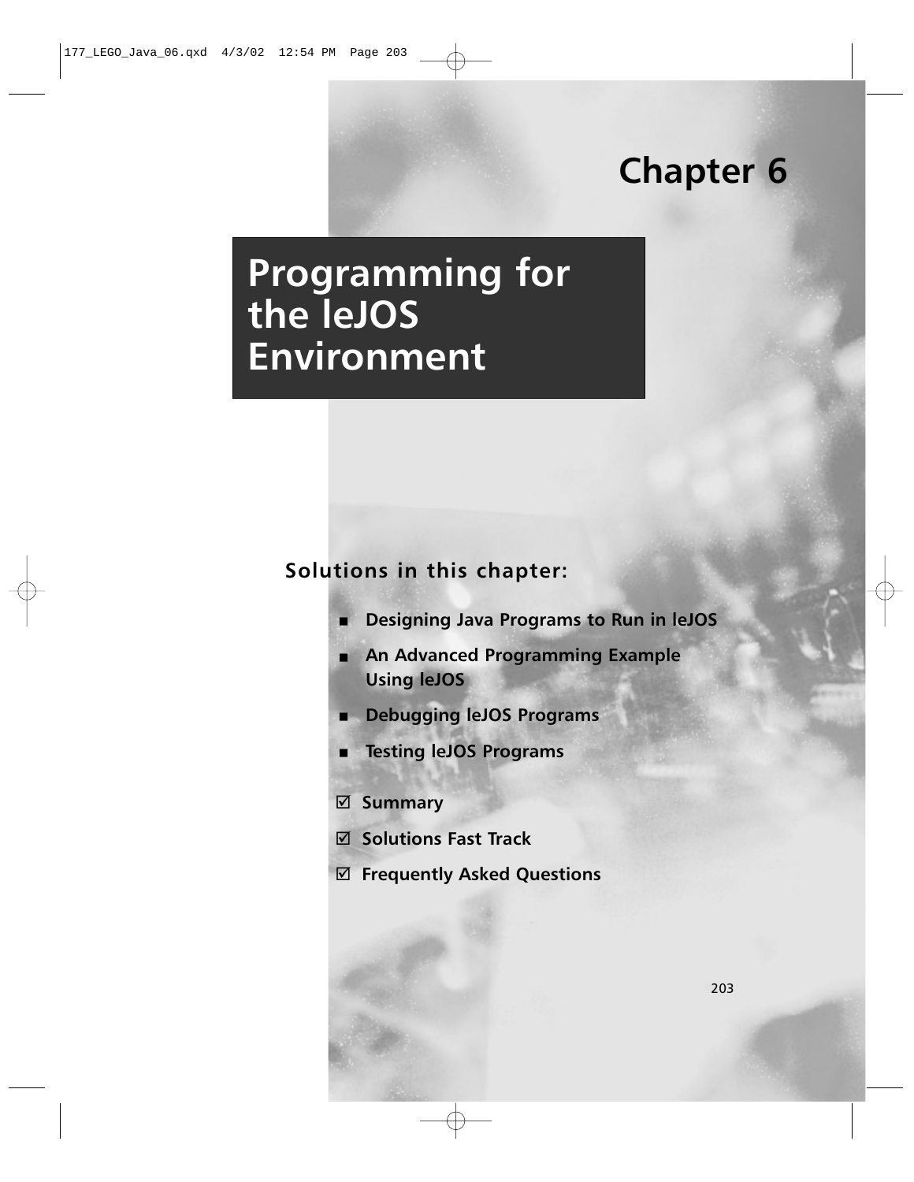# Chapter 6

# Programming for the leJOS Environment

## Solutions in this chapter:

- **Designing Java Programs to Run in leJOS**
- **An Advanced Programming Example Using leJOS**
- **Debugging leJOS Programs**
- **Testing leJOS Programs**

☑ **Summary**

☑ **Solutions Fast Track**

☑ **Frequently Asked Questions**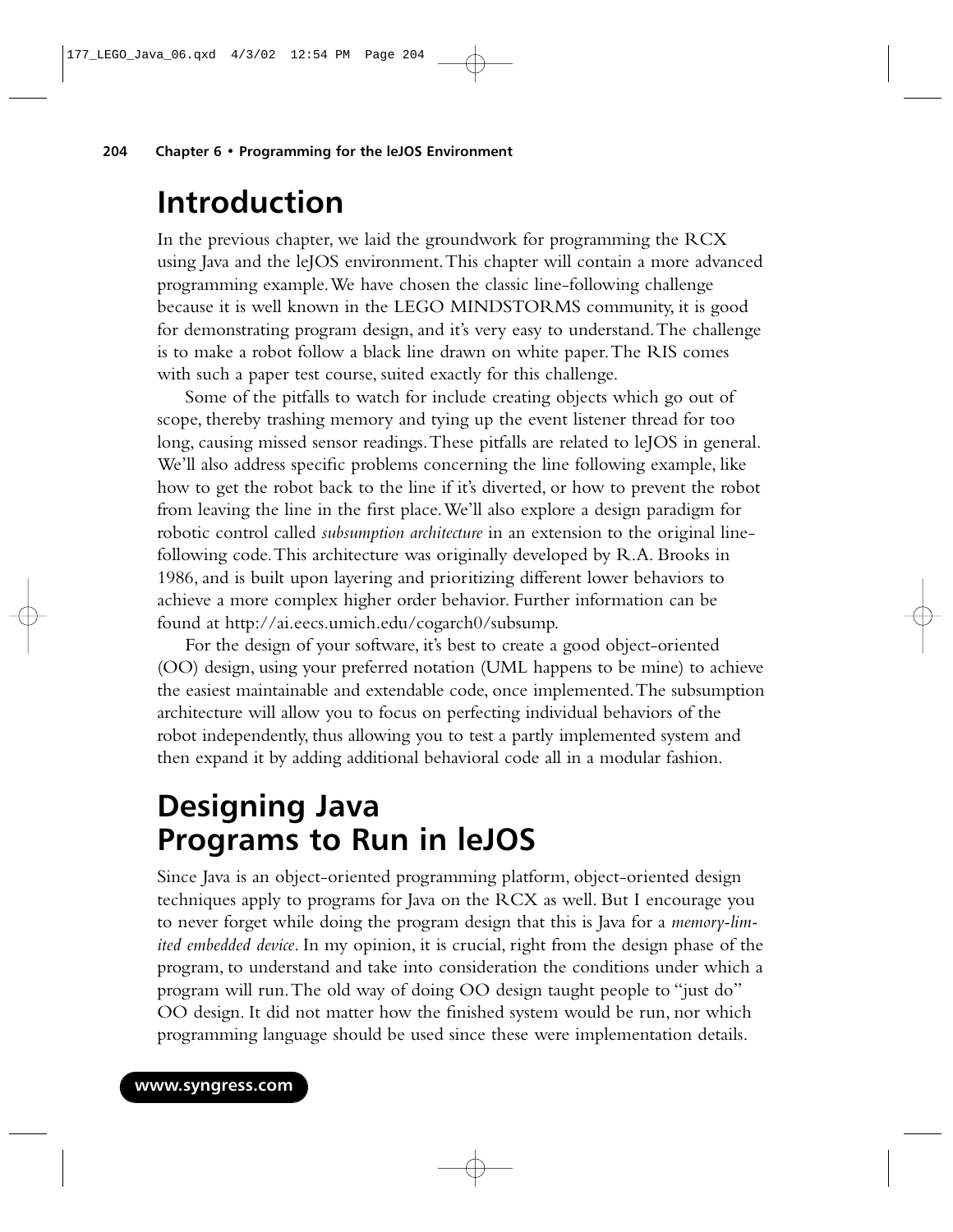# Introduction

In the previous chapter, we laid the groundwork for programming the RCX using Java and the leJOS environment. This chapter will contain a more advanced programming example. We have chosen the classic line-following challenge because it is well known in the LEGO MINDSTORMS community, it is good for demonstrating program design, and it's very easy to understand. The challenge is to make a robot follow a black line drawn on white paper. The RIS comes with such a paper test course, suited exactly for this challenge.

Some of the pitfalls to watch for include creating objects which go out of scope, thereby trashing memory and tying up the event listener thread for too long, causing missed sensor readings. These pitfalls are related to leJOS in general. We'll also address specific problems concerning the line following example, like how to get the robot back to the line if it's diverted, or how to prevent the robot from leaving the line in the first place. We'll also explore a design paradigm for robotic control called *subsumption architecture* in an extension to the original line-following code. This architecture was originally developed by R.A. Brooks in 1986, and is built upon layering and prioritizing different lower behaviors to achieve a more complex higher order behavior. Further information can be found at http://ai.eecs.umich.edu/cogarch0/subsump.

For the design of your software, it's best to create a good object-oriented (OO) design, using your preferred notation (UML happens to be mine) to achieve the easiest maintainable and extendable code, once implemented. The subsumption architecture will allow you to focus on perfecting individual behaviors of the robot independently, thus allowing you to test a partly implemented system and then expand it by adding additional behavioral code all in a modular fashion.

# Designing Java Programs to Run in leJOS

Since Java is an object-oriented programming platform, object-oriented design techniques apply to programs for Java on the RCX as well. But I encourage you to never forget while doing the program design that this is Java for a *memory-limited embedded device*. In my opinion, it is crucial, right from the design phase of the program, to understand and take into consideration the conditions under which a program will run. The old way of doing OO design taught people to "just do" OO design. It did not matter how the finished system would be run, nor which programming language should be used since these were implementation details.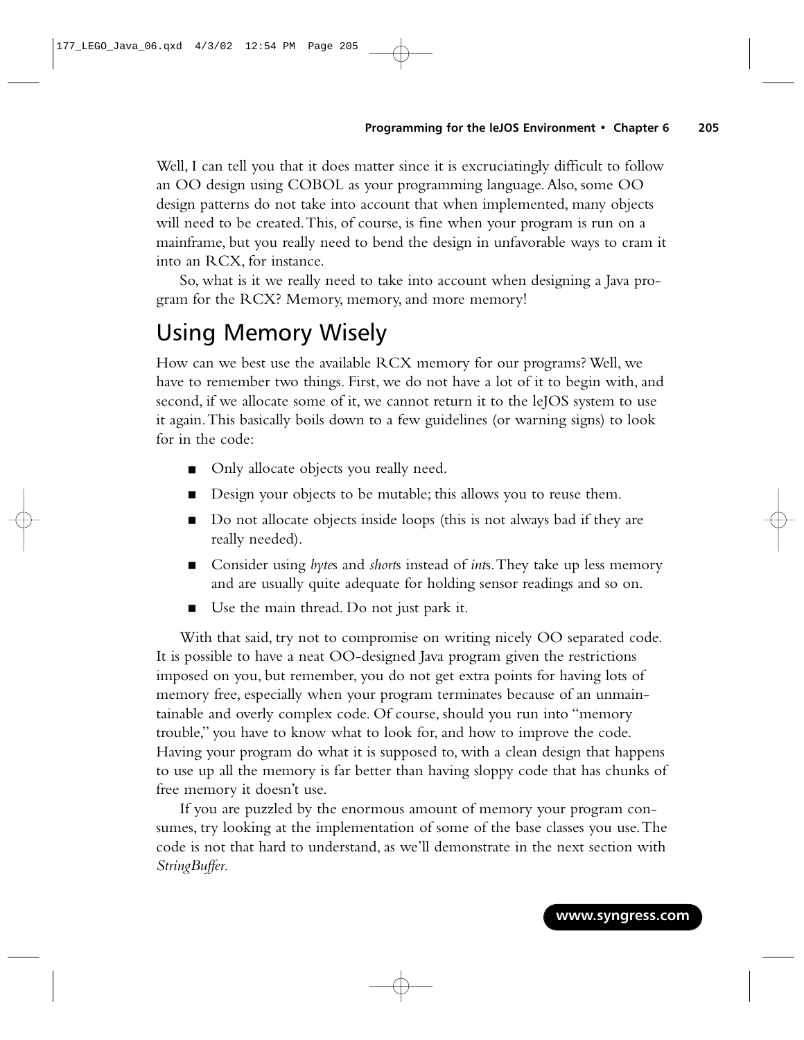Well, I can tell you that it does matter since it is excruciatingly difficult to follow an OO design using COBOL as your programming language. Also, some OO design patterns do not take into account that when implemented, many objects will need to be created. This, of course, is fine when your program is run on a mainframe, but you really need to bend the design in unfavorable ways to cram it into an RCX, for instance.

So, what is it we really need to take into account when designing a Java program for the RCX? Memory, memory, and more memory!

## Using Memory Wisely

How can we best use the available RCX memory for our programs? Well, we have to remember two things. First, we do not have a lot of it to begin with, and second, if we allocate some of it, we cannot return it to the leJOS system to use it again. This basically boils down to a few guidelines (or warning signs) to look for in the code:

- Only allocate objects you really need.
- Design your objects to be mutable; this allows you to reuse them.
- Do not allocate objects inside loops (this is not always bad if they are really needed).
- Consider using *byte*s and *short*s instead of *int*s. They take up less memory and are usually quite adequate for holding sensor readings and so on.
- Use the main thread. Do not just park it.

With that said, try not to compromise on writing nicely OO separated code. It is possible to have a neat OO-designed Java program given the restrictions imposed on you, but remember, you do not get extra points for having lots of memory free, especially when your program terminates because of an unmaintainable and overly complex code. Of course, should you run into "memory trouble," you have to know what to look for, and how to improve the code. Having your program do what it is supposed to, with a clean design that happens to use up all the memory is far better than having sloppy code that has chunks of free memory it doesn't use.

If you are puzzled by the enormous amount of memory your program consumes, try looking at the implementation of some of the base classes you use. The code is not that hard to understand, as we'll demonstrate in the next section with *StringBuffer*.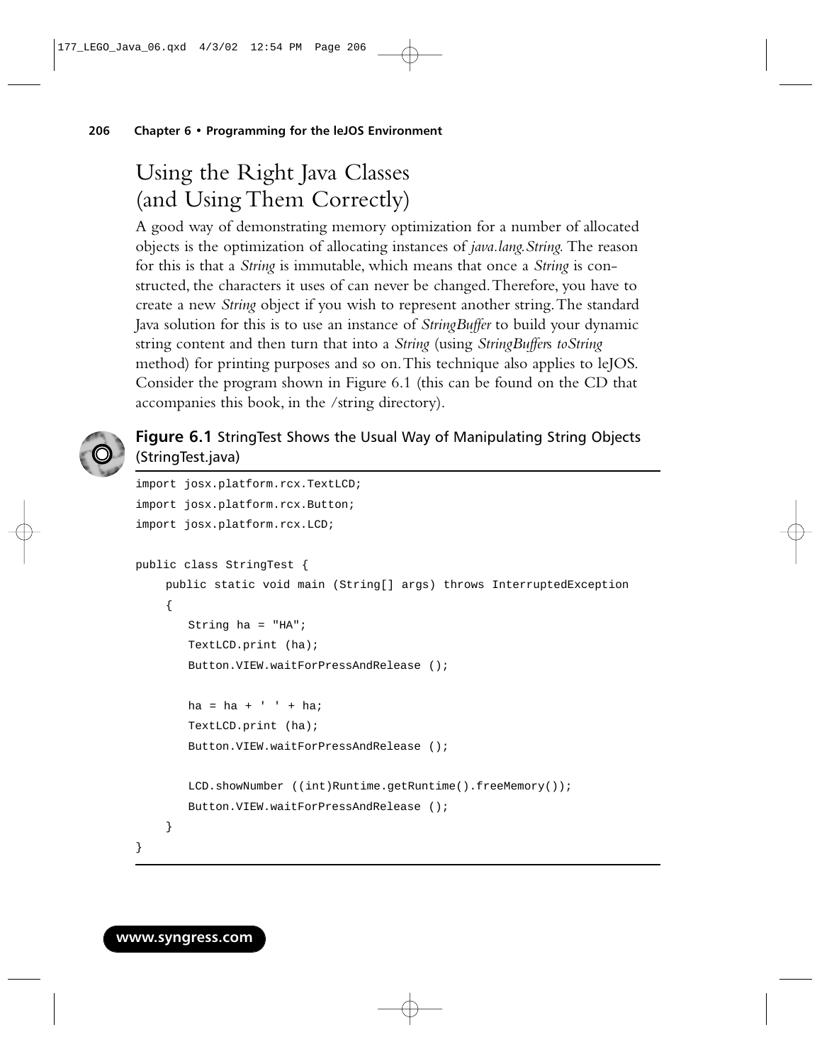# Using the Right Java Classes (and Using Them Correctly)

A good way of demonstrating memory optimization for a number of allocated objects is the optimization of allocating instances of *java.lang.String*. The reason for this is that a *String* is immutable, which means that once a *String* is constructed, the characters it uses of can never be changed. Therefore, you have to create a new *String* object if you wish to represent another string. The standard Java solution for this is to use an instance of *StringBuffer* to build your dynamic string content and then turn that into a *String* (using *StringBuffer*s *toString* method) for printing purposes and so on. This technique also applies to leJOS. Consider the program shown in Figure 6.1 (this can be found on the CD that accompanies this book, in the /string directory).

**Figure 6.1** StringTest Shows the Usual Way of Manipulating String Objects (StringTest.java)

```
import josx.platform.rcx.TextLCD;
import josx.platform.rcx.Button;
import josx.platform.rcx.LCD;

public class StringTest {
    public static void main (String[] args) throws InterruptedException
    {
       String ha = "HA";
       TextLCD.print (ha);
       Button.VIEW.waitForPressAndRelease ();

       ha = ha + ' ' + ha;
       TextLCD.print (ha);
       Button.VIEW.waitForPressAndRelease ();

       LCD.showNumber ((int)Runtime.getRuntime().freeMemory());
       Button.VIEW.waitForPressAndRelease ();
    }
}
```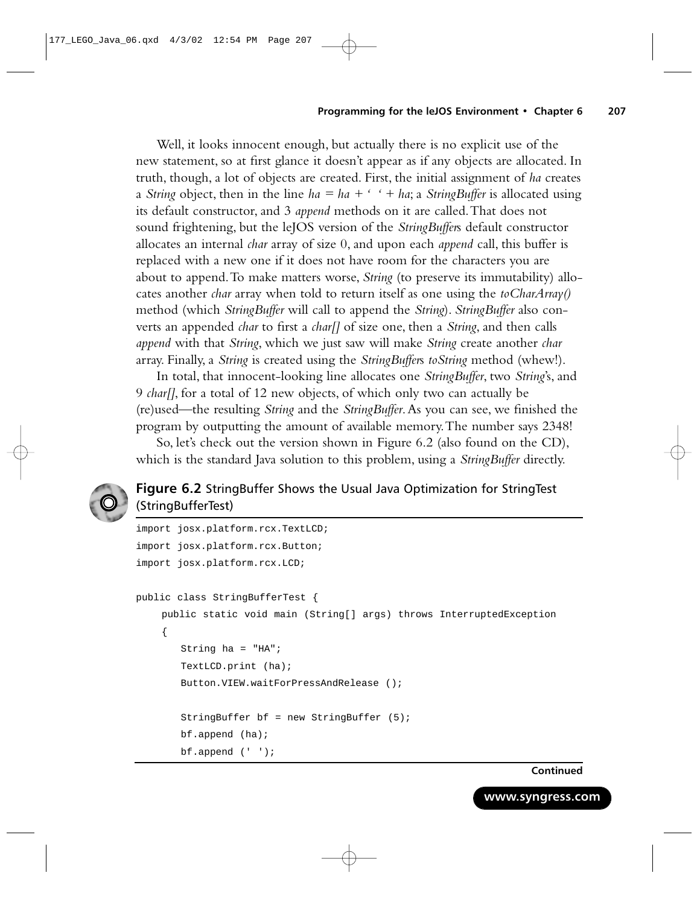Well, it looks innocent enough, but actually there is no explicit use of the new statement, so at first glance it doesn't appear as if any objects are allocated. In truth, though, a lot of objects are created. First, the initial assignment of *ha* creates a *String* object, then in the line *ha = ha + ' ' + ha;* a *StringBuffer* is allocated using its default constructor, and 3 *append* methods on it are called. That does not sound frightening, but the leJOS version of the *StringBuffer*s default constructor allocates an internal *char* array of size 0, and upon each *append* call, this buffer is replaced with a new one if it does not have room for the characters you are about to append. To make matters worse, *String* (to preserve its immutability) allocates another *char* array when told to return itself as one using the *toCharArray()* method (which *StringBuffer* will call to append the *String*). *StringBuffer* also converts an appended *char* to first a *char[]* of size one, then a *String*, and then calls *append* with that *String*, which we just saw will make *String* create another *char* array. Finally, a *String* is created using the *StringBuffer*s *toString* method (whew!).

In total, that innocent-looking line allocates one *StringBuffer*, two *String*'s, and 9 *char[]*, for a total of 12 new objects, of which only two can actually be (re)used—the resulting *String* and the *StringBuffer*. As you can see, we finished the program by outputting the amount of available memory. The number says 2348!

So, let's check out the version shown in Figure 6.2 (also found on the CD), which is the standard Java solution to this problem, using a *StringBuffer* directly.

**Figure 6.2** StringBuffer Shows the Usual Java Optimization for StringTest (StringBufferTest)

```
import josx.platform.rcx.TextLCD;
import josx.platform.rcx.Button;
import josx.platform.rcx.LCD;

public class StringBufferTest {
    public static void main (String[] args) throws InterruptedException
    {
        String ha = "HA";
        TextLCD.print (ha);
        Button.VIEW.waitForPressAndRelease ();

        StringBuffer bf = new StringBuffer (5);
        bf.append (ha);
        bf.append (' ');
```

**Continued**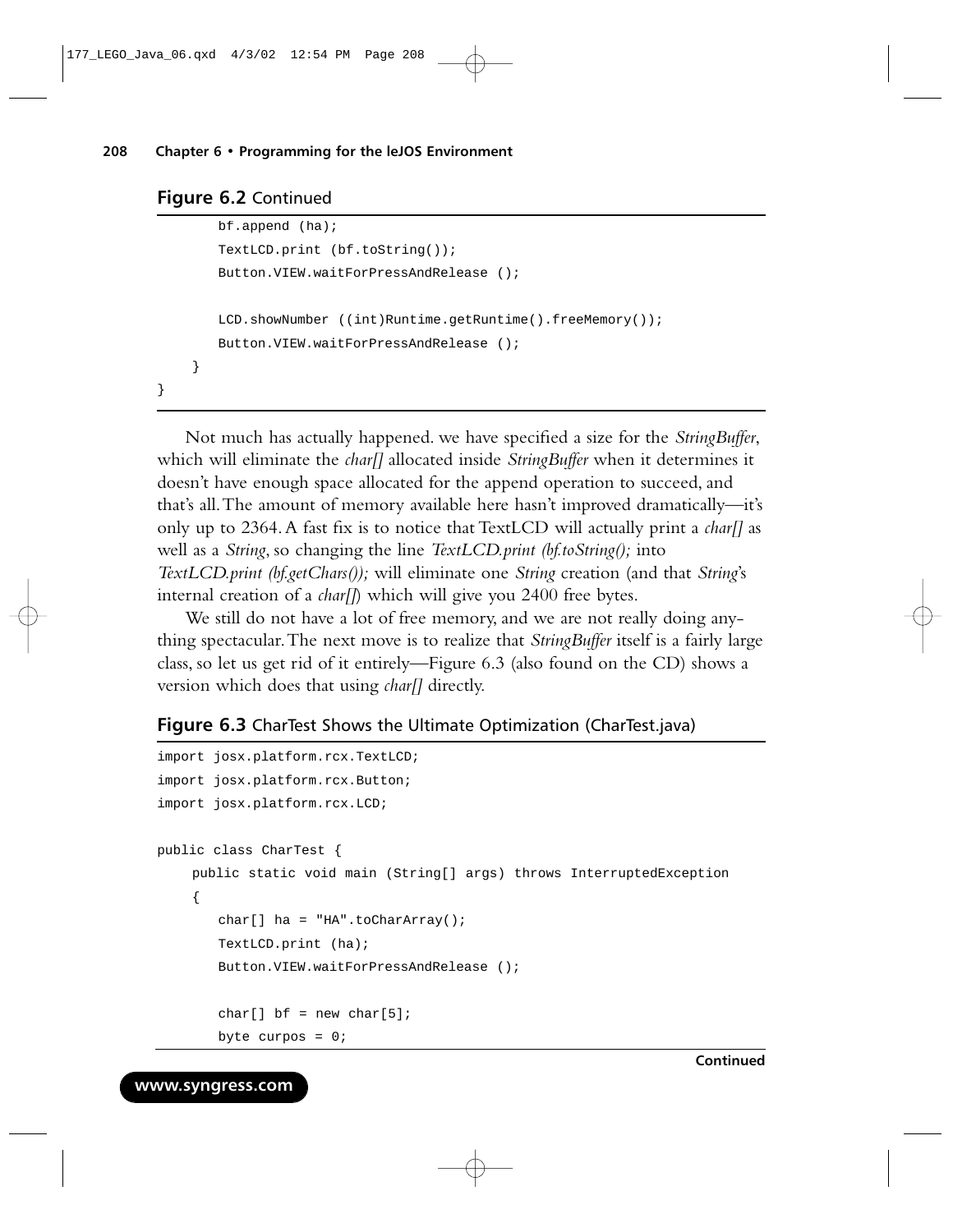**Figure 6.2** Continued

```
        bf.append (ha);
        TextLCD.print (bf.toString());
        Button.VIEW.waitForPressAndRelease ();

        LCD.showNumber ((int)Runtime.getRuntime().freeMemory());
        Button.VIEW.waitForPressAndRelease ();
    }
}
```

Not much has actually happened. we have specified a size for the *StringBuffer*, which will eliminate the *char[]* allocated inside *StringBuffer* when it determines it doesn't have enough space allocated for the append operation to succeed, and that's all. The amount of memory available here hasn't improved dramatically—it's only up to 2364. A fast fix is to notice that TextLCD will actually print a *char[]* as well as a *String*, so changing the line *TextLCD.print (bf.toString();* into *TextLCD.print (bf.getChars());* will eliminate one *String* creation (and that *String*'s internal creation of a *char[]*) which will give you 2400 free bytes.

We still do not have a lot of free memory, and we are not really doing anything spectacular. The next move is to realize that *StringBuffer* itself is a fairly large class, so let us get rid of it entirely—Figure 6.3 (also found on the CD) shows a version which does that using *char[]* directly.

**Figure 6.3** CharTest Shows the Ultimate Optimization (CharTest.java)

```
import josx.platform.rcx.TextLCD;
import josx.platform.rcx.Button;
import josx.platform.rcx.LCD;

public class CharTest {
    public static void main (String[] args) throws InterruptedException
    {
        char[] ha = "HA".toCharArray();
        TextLCD.print (ha);
        Button.VIEW.waitForPressAndRelease ();

        char[] bf = new char[5];
        byte curpos = 0;
```

**Continued**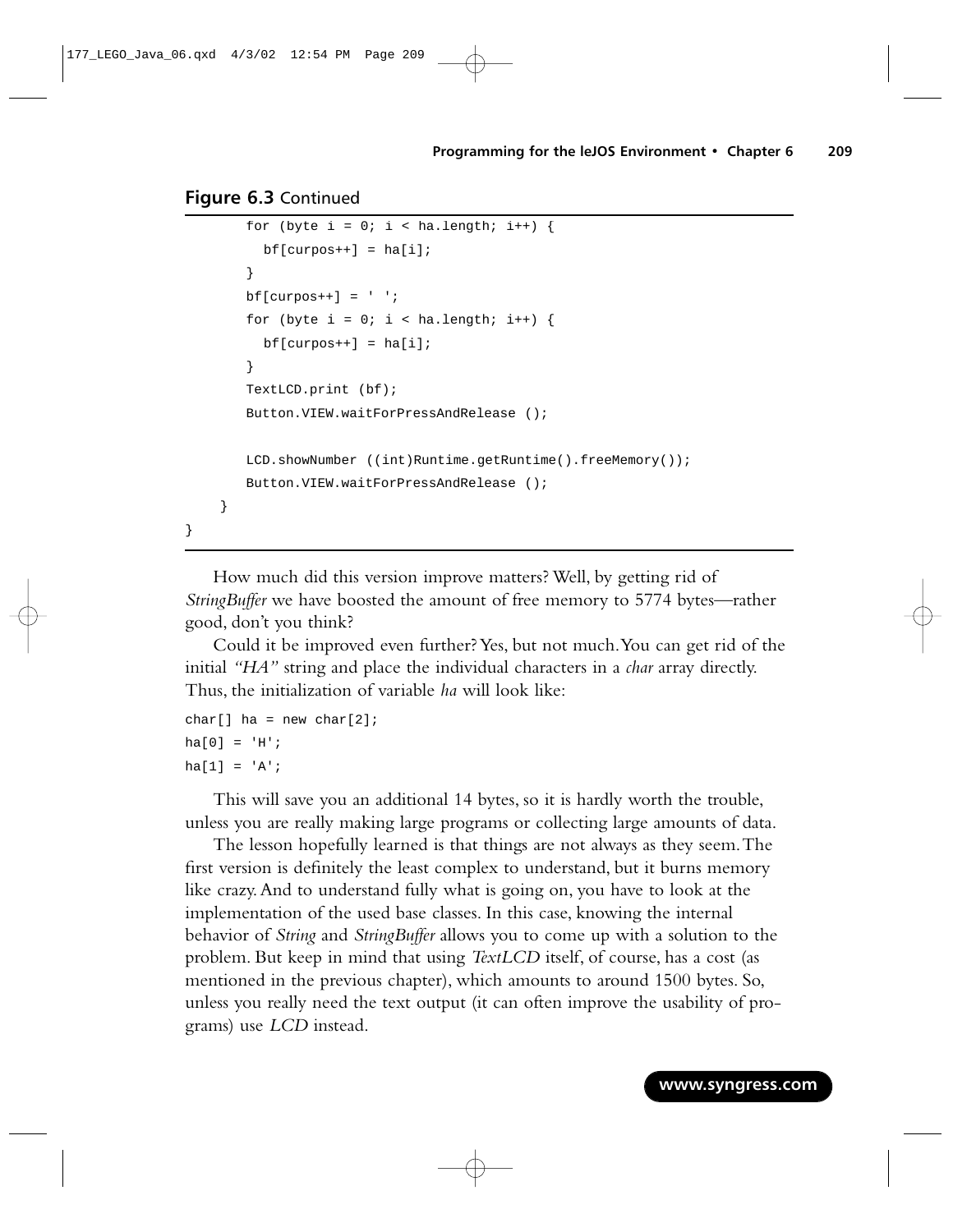**Figure 6.3** Continued

```
        for (byte i = 0; i < ha.length; i++) {
          bf[curpos++] = ha[i];
        }
        bf[curpos++] = ' ';
        for (byte i = 0; i < ha.length; i++) {
          bf[curpos++] = ha[i];
        }
        TextLCD.print (bf);
        Button.VIEW.waitForPressAndRelease ();

        LCD.showNumber ((int)Runtime.getRuntime().freeMemory());
        Button.VIEW.waitForPressAndRelease ();
    }
}
```

How much did this version improve matters? Well, by getting rid of *StringBuffer* we have boosted the amount of free memory to 5774 bytes—rather good, don't you think?

Could it be improved even further? Yes, but not much. You can get rid of the initial *"HA"* string and place the individual characters in a *char* array directly. Thus, the initialization of variable *ha* will look like:

```
char[] ha = new char[2];
ha[0] = 'H';
ha[1] = 'A';
```

This will save you an additional 14 bytes, so it is hardly worth the trouble, unless you are really making large programs or collecting large amounts of data.

The lesson hopefully learned is that things are not always as they seem. The first version is definitely the least complex to understand, but it burns memory like crazy. And to understand fully what is going on, you have to look at the implementation of the used base classes. In this case, knowing the internal behavior of *String* and *StringBuffer* allows you to come up with a solution to the problem. But keep in mind that using *TextLCD* itself, of course, has a cost (as mentioned in the previous chapter), which amounts to around 1500 bytes. So, unless you really need the text output (it can often improve the usability of programs) use *LCD* instead.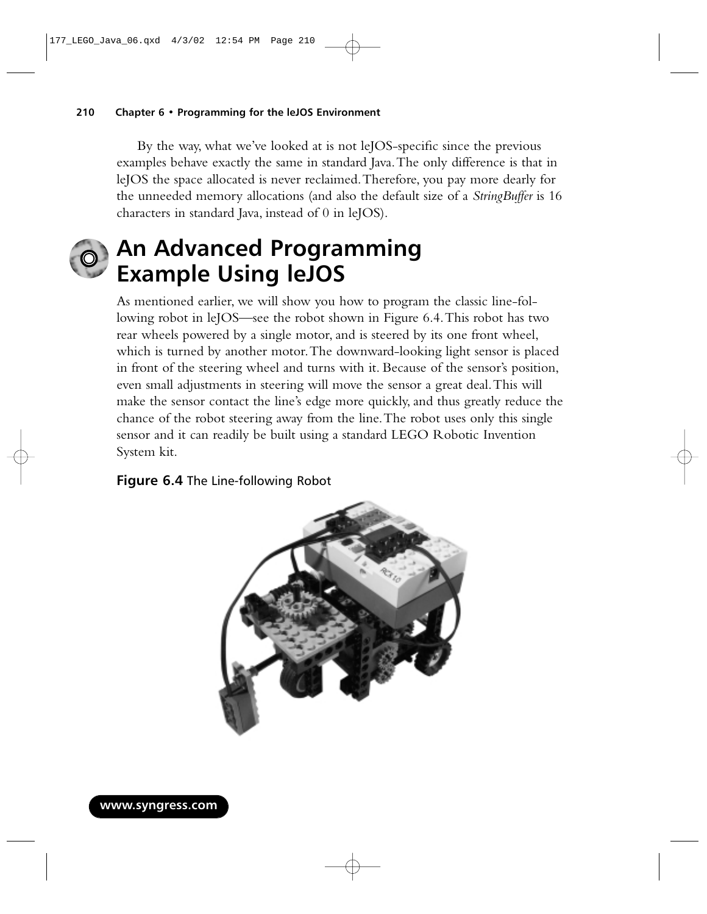By the way, what we've looked at is not leJOS-specific since the previous examples behave exactly the same in standard Java. The only difference is that in leJOS the space allocated is never reclaimed. Therefore, you pay more dearly for the unneeded memory allocations (and also the default size of a *StringBuffer* is 16 characters in standard Java, instead of 0 in leJOS).

# An Advanced Programming Example Using leJOS

As mentioned earlier, we will show you how to program the classic line-following robot in leJOS—see the robot shown in Figure 6.4. This robot has two rear wheels powered by a single motor, and is steered by its one front wheel, which is turned by another motor. The downward-looking light sensor is placed in front of the steering wheel and turns with it. Because of the sensor's position, even small adjustments in steering will move the sensor a great deal. This will make the sensor contact the line's edge more quickly, and thus greatly reduce the chance of the robot steering away from the line. The robot uses only this single sensor and it can readily be built using a standard LEGO Robotic Invention System kit.

**Figure 6.4** The Line-following Robot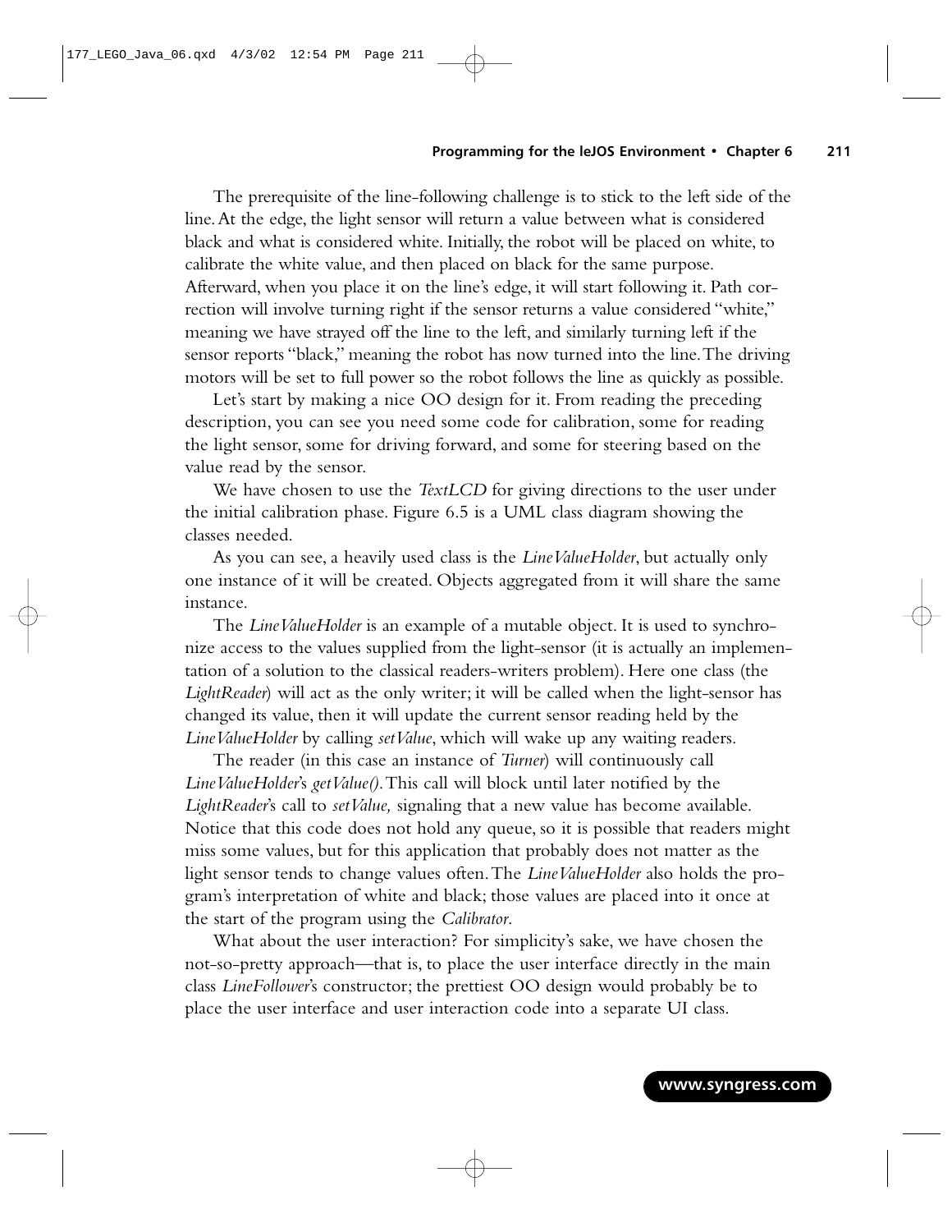The prerequisite of the line-following challenge is to stick to the left side of the line. At the edge, the light sensor will return a value between what is considered black and what is considered white. Initially, the robot will be placed on white, to calibrate the white value, and then placed on black for the same purpose. Afterward, when you place it on the line's edge, it will start following it. Path correction will involve turning right if the sensor returns a value considered "white," meaning we have strayed off the line to the left, and similarly turning left if the sensor reports "black," meaning the robot has now turned into the line. The driving motors will be set to full power so the robot follows the line as quickly as possible.

Let's start by making a nice OO design for it. From reading the preceding description, you can see you need some code for calibration, some for reading the light sensor, some for driving forward, and some for steering based on the value read by the sensor.

We have chosen to use the *TextLCD* for giving directions to the user under the initial calibration phase. Figure 6.5 is a UML class diagram showing the classes needed.

As you can see, a heavily used class is the *LineValueHolder*, but actually only one instance of it will be created. Objects aggregated from it will share the same instance.

The *LineValueHolder* is an example of a mutable object. It is used to synchronize access to the values supplied from the light-sensor (it is actually an implementation of a solution to the classical readers-writers problem). Here one class (the *LightReader*) will act as the only writer; it will be called when the light-sensor has changed its value, then it will update the current sensor reading held by the *LineValueHolder* by calling *setValue*, which will wake up any waiting readers.

The reader (in this case an instance of *Turner*) will continuously call *LineValueHolder*'s *getValue()*. This call will block until later notified by the *LightReader*'s call to *setValue,* signaling that a new value has become available. Notice that this code does not hold any queue, so it is possible that readers might miss some values, but for this application that probably does not matter as the light sensor tends to change values often. The *LineValueHolder* also holds the program's interpretation of white and black; those values are placed into it once at the start of the program using the *Calibrator*.

What about the user interaction? For simplicity's sake, we have chosen the not-so-pretty approach—that is, to place the user interface directly in the main class *LineFollower*'s constructor; the prettiest OO design would probably be to place the user interface and user interaction code into a separate UI class.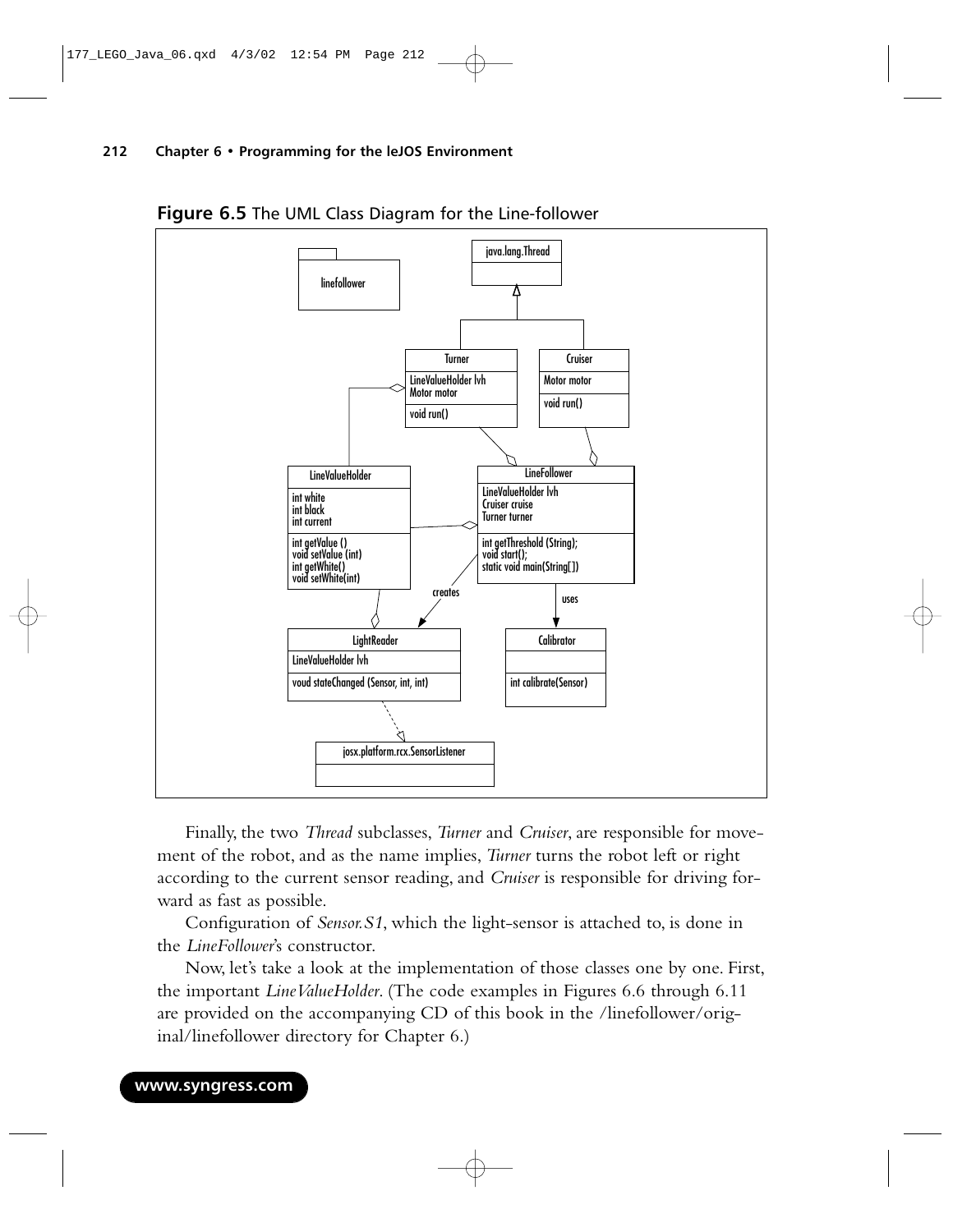**Figure 6.5** The UML Class Diagram for the Line-follower

Finally, the two *Thread* subclasses, *Turner* and *Cruiser*, are responsible for movement of the robot, and as the name implies, *Turner* turns the robot left or right according to the current sensor reading, and *Cruiser* is responsible for driving forward as fast as possible.

Configuration of *Sensor.S1*, which the light-sensor is attached to, is done in the *LineFollower*'s constructor.

Now, let's take a look at the implementation of those classes one by one. First, the important *LineValueHolder*. (The code examples in Figures 6.6 through 6.11 are provided on the accompanying CD of this book in the /linefollower/original/linefollower directory for Chapter 6.)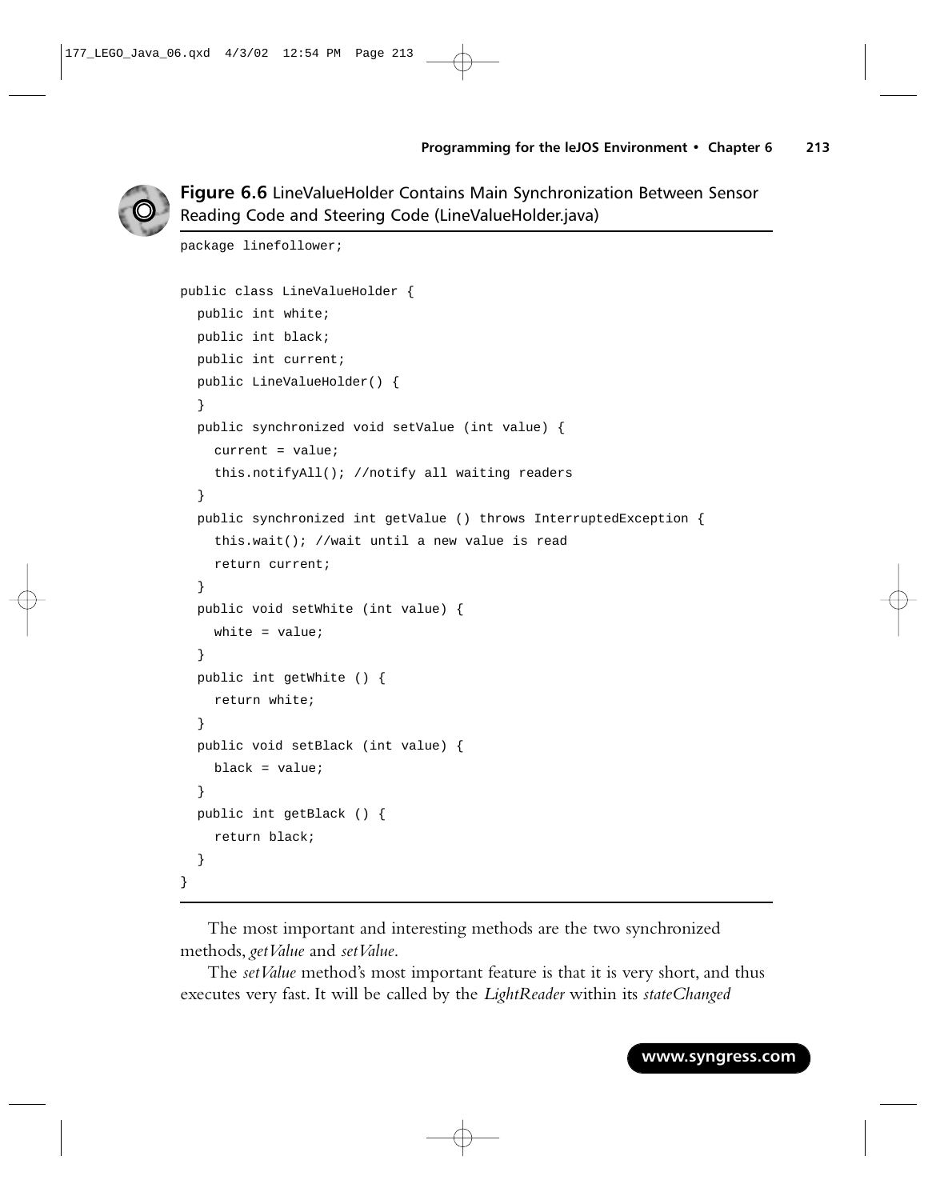**Figure 6.6** LineValueHolder Contains Main Synchronization Between Sensor Reading Code and Steering Code (LineValueHolder.java)

```
package linefollower;

public class LineValueHolder {
  public int white;
  public int black;
  public int current;
  public LineValueHolder() {
  }
  public synchronized void setValue (int value) {
    current = value;
    this.notifyAll(); //notify all waiting readers
  }
  public synchronized int getValue () throws InterruptedException {
    this.wait(); //wait until a new value is read
    return current;
  }
  public void setWhite (int value) {
    white = value;
  }
  public int getWhite () {
    return white;
  }
  public void setBlack (int value) {
    black = value;
  }
  public int getBlack () {
    return black;
  }
}
```

The most important and interesting methods are the two synchronized methods, *getValue* and *setValue*.

The *setValue* method's most important feature is that it is very short, and thus executes very fast. It will be called by the *LightReader* within its *stateChanged*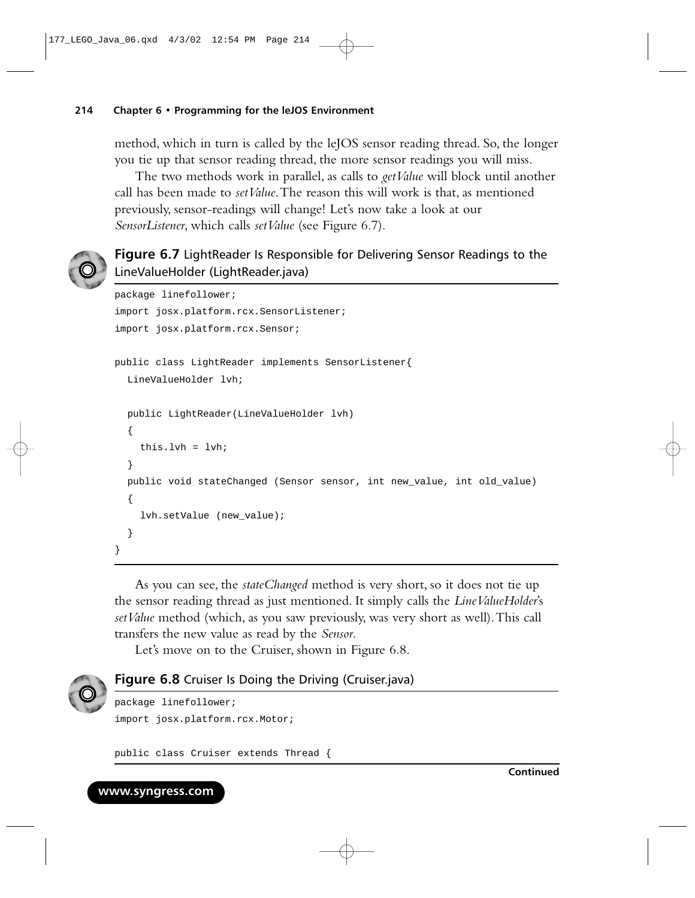method, which in turn is called by the leJOS sensor reading thread. So, the longer you tie up that sensor reading thread, the more sensor readings you will miss.

The two methods work in parallel, as calls to *getValue* will block until another call has been made to *setValue*. The reason this will work is that, as mentioned previously, sensor-readings will change! Let's now take a look at our *SensorListener*, which calls *setValue* (see Figure 6.7).

**Figure 6.7** LightReader Is Responsible for Delivering Sensor Readings to the LineValueHolder (LightReader.java)

```
package linefollower;
import josx.platform.rcx.SensorListener;
import josx.platform.rcx.Sensor;

public class LightReader implements SensorListener{
  LineValueHolder lvh;

  public LightReader(LineValueHolder lvh)
  {
    this.lvh = lvh;
  }
  public void stateChanged (Sensor sensor, int new_value, int old_value)
  {
    lvh.setValue (new_value);
  }
}
```

As you can see, the *stateChanged* method is very short, so it does not tie up the sensor reading thread as just mentioned. It simply calls the *LineValueHolder*'s *setValue* method (which, as you saw previously, was very short as well). This call transfers the new value as read by the *Sensor*.

Let's move on to the Cruiser, shown in Figure 6.8.

**Figure 6.8** Cruiser Is Doing the Driving (Cruiser.java)

```
package linefollower;
import josx.platform.rcx.Motor;

public class Cruiser extends Thread {
```

**Continued**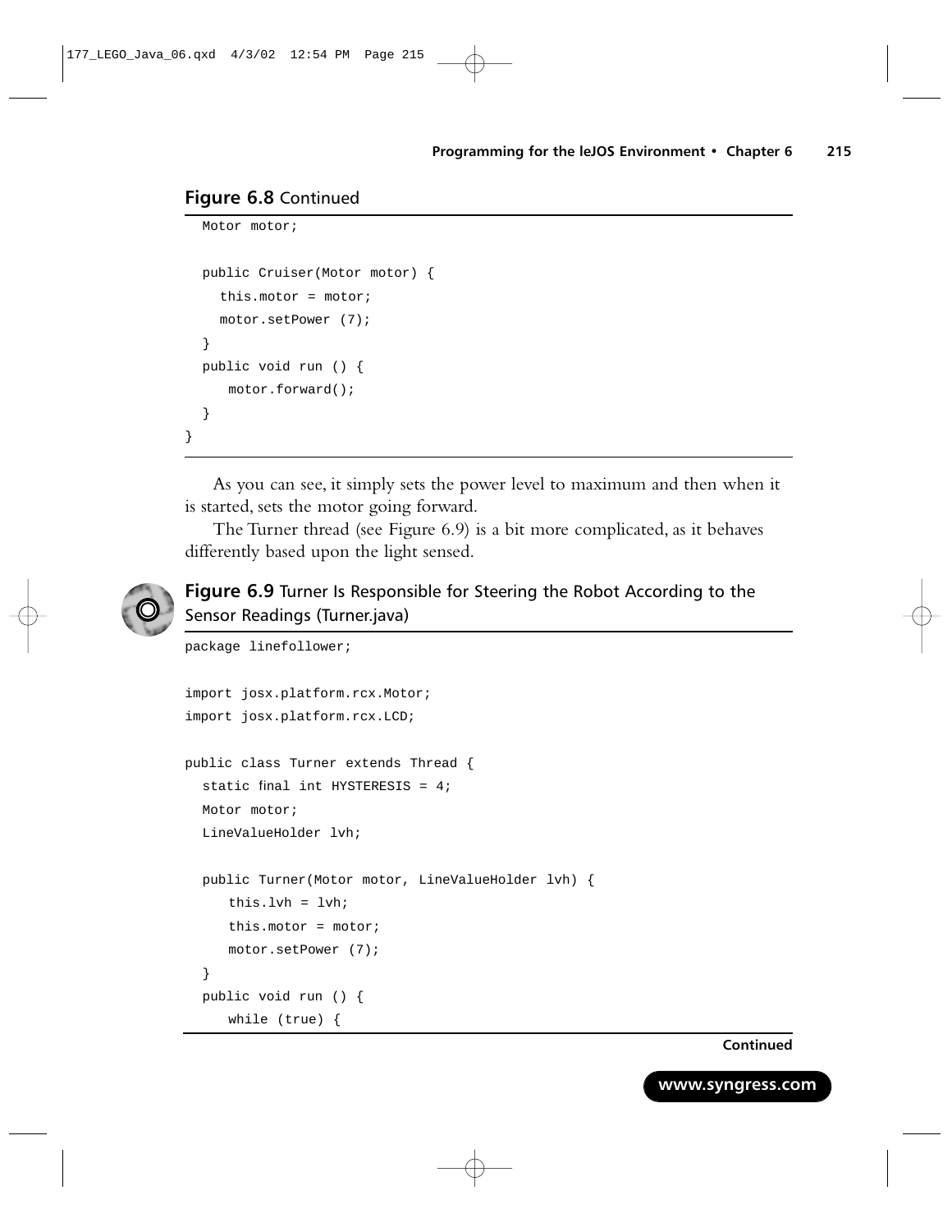**Figure 6.8** Continued

```
  Motor motor;

  public Cruiser(Motor motor) {
    this.motor = motor;
    motor.setPower (7);
  }
  public void run () {
     motor.forward();
  }
}
```

As you can see, it simply sets the power level to maximum and then when it is started, sets the motor going forward.

The Turner thread (see Figure 6.9) is a bit more complicated, as it behaves differently based upon the light sensed.

**Figure 6.9** Turner Is Responsible for Steering the Robot According to the Sensor Readings (Turner.java)

```
package linefollower;

import josx.platform.rcx.Motor;
import josx.platform.rcx.LCD;

public class Turner extends Thread {
  static final int HYSTERESIS = 4;
  Motor motor;
  LineValueHolder lvh;

  public Turner(Motor motor, LineValueHolder lvh) {
     this.lvh = lvh;
     this.motor = motor;
     motor.setPower (7);
  }
  public void run () {
     while (true) {
```

**Continued**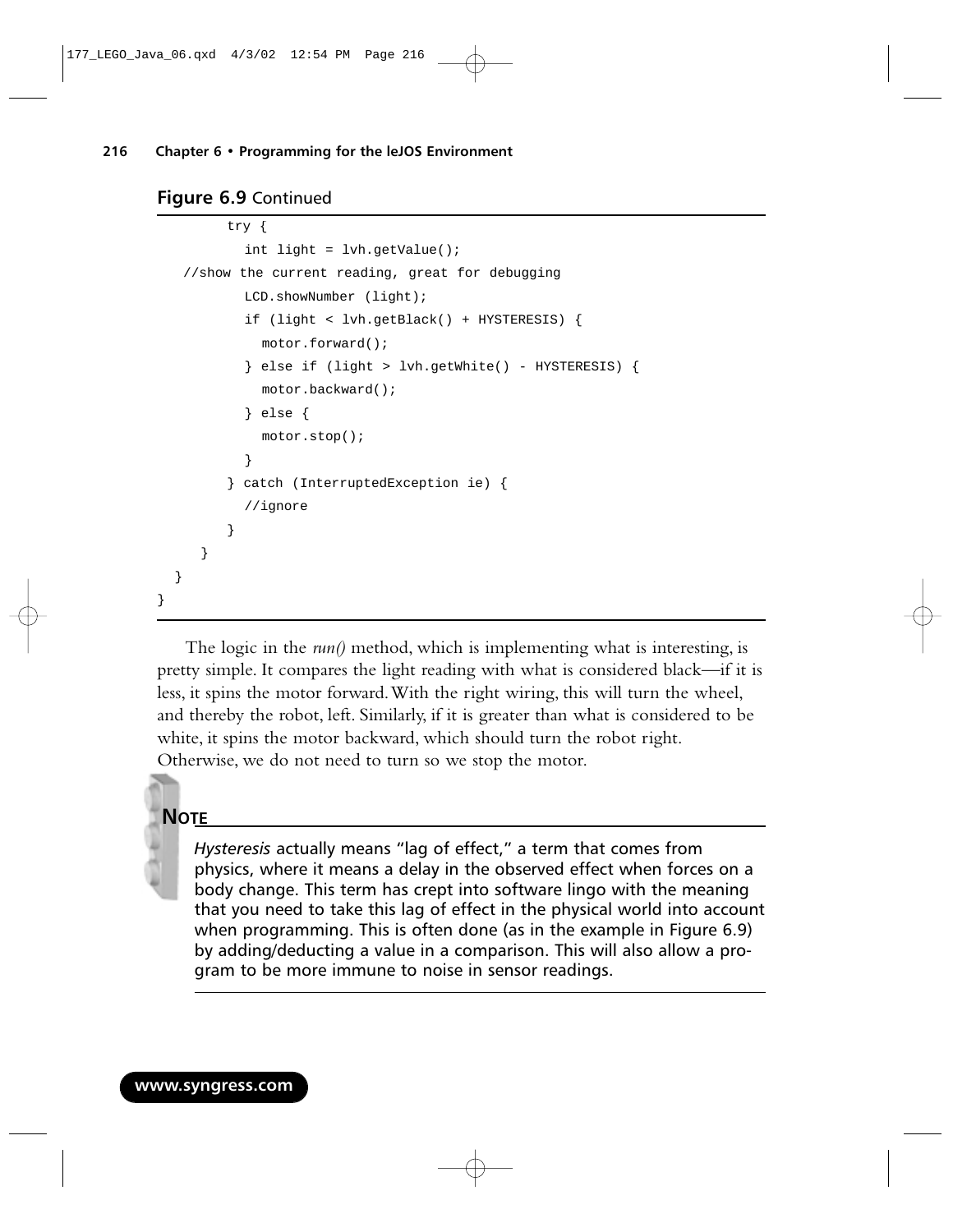**Figure 6.9** Continued

```
        try {
          int light = lvh.getValue();
   //show the current reading, great for debugging
          LCD.showNumber (light);
          if (light < lvh.getBlack() + HYSTERESIS) {
            motor.forward();
          } else if (light > lvh.getWhite() - HYSTERESIS) {
            motor.backward();
          } else {
            motor.stop();
          }
        } catch (InterruptedException ie) {
          //ignore
        }
     }
  }
}
```

The logic in the *run()* method, which is implementing what is interesting, is pretty simple. It compares the light reading with what is considered black—if it is less, it spins the motor forward. With the right wiring, this will turn the wheel, and thereby the robot, left. Similarly, if it is greater than what is considered to be white, it spins the motor backward, which should turn the robot right. Otherwise, we do not need to turn so we stop the motor.

**NOTE**

*Hysteresis* actually means "lag of effect," a term that comes from physics, where it means a delay in the observed effect when forces on a body change. This term has crept into software lingo with the meaning that you need to take this lag of effect in the physical world into account when programming. This is often done (as in the example in Figure 6.9) by adding/deducting a value in a comparison. This will also allow a program to be more immune to noise in sensor readings.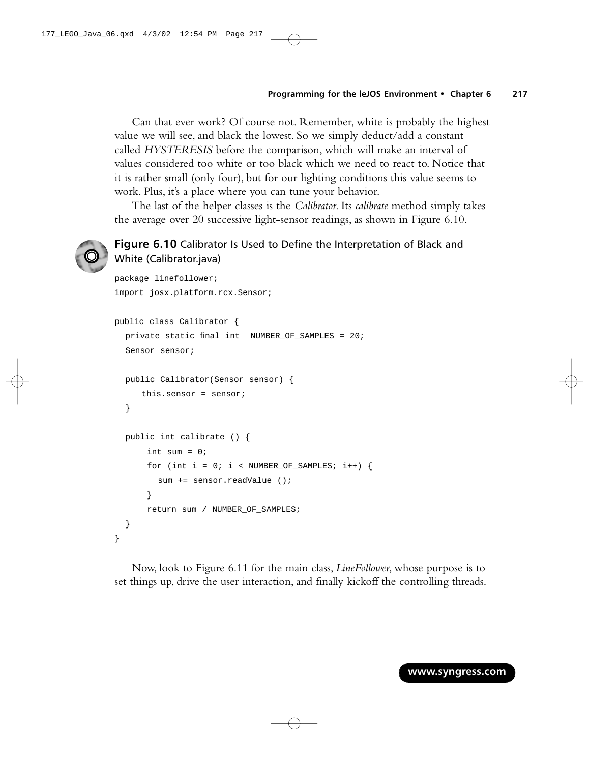Can that ever work? Of course not. Remember, white is probably the highest value we will see, and black the lowest. So we simply deduct/add a constant called *HYSTERESIS* before the comparison, which will make an interval of values considered too white or too black which we need to react to. Notice that it is rather small (only four), but for our lighting conditions this value seems to work. Plus, it's a place where you can tune your behavior.

The last of the helper classes is the *Calibrator*. Its *calibrate* method simply takes the average over 20 successive light-sensor readings, as shown in Figure 6.10.

**Figure 6.10** Calibrator Is Used to Define the Interpretation of Black and White (Calibrator.java)

```
package linefollower;
import josx.platform.rcx.Sensor;

public class Calibrator {
  private static final int  NUMBER_OF_SAMPLES = 20;
  Sensor sensor;

  public Calibrator(Sensor sensor) {
     this.sensor = sensor;
  }

  public int calibrate () {
      int sum = 0;
      for (int i = 0; i < NUMBER_OF_SAMPLES; i++) {
        sum += sensor.readValue ();
      }
      return sum / NUMBER_OF_SAMPLES;
  }
}
```

Now, look to Figure 6.11 for the main class, *LineFollower*, whose purpose is to set things up, drive the user interaction, and finally kickoff the controlling threads.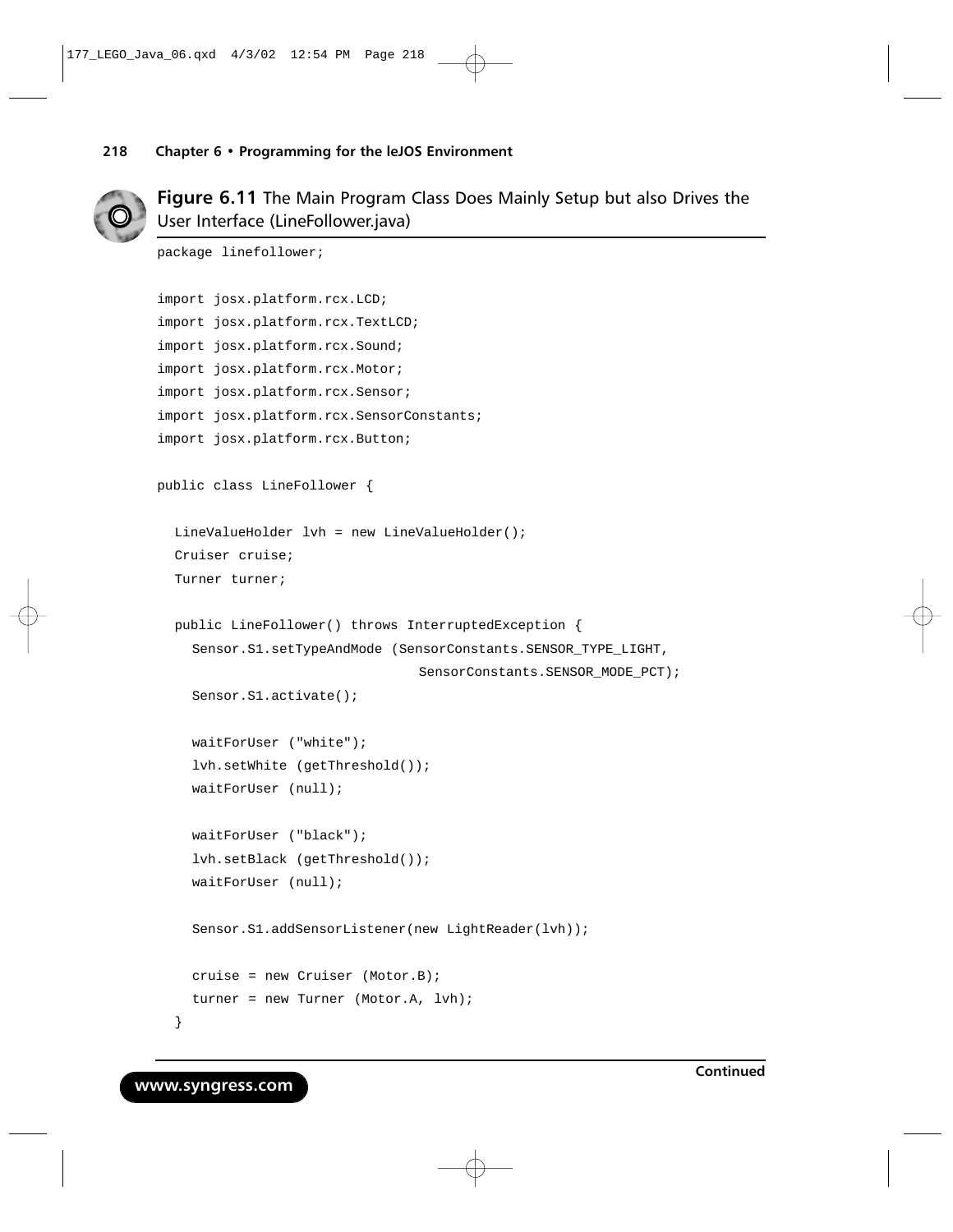**Figure 6.11** The Main Program Class Does Mainly Setup but also Drives the User Interface (LineFollower.java)

```
package linefollower;

import josx.platform.rcx.LCD;
import josx.platform.rcx.TextLCD;
import josx.platform.rcx.Sound;
import josx.platform.rcx.Motor;
import josx.platform.rcx.Sensor;
import josx.platform.rcx.SensorConstants;
import josx.platform.rcx.Button;

public class LineFollower {

  LineValueHolder lvh = new LineValueHolder();
  Cruiser cruise;
  Turner turner;

  public LineFollower() throws InterruptedException {
    Sensor.S1.setTypeAndMode (SensorConstants.SENSOR_TYPE_LIGHT,
                              SensorConstants.SENSOR_MODE_PCT);
    Sensor.S1.activate();

    waitForUser ("white");
    lvh.setWhite (getThreshold());
    waitForUser (null);

    waitForUser ("black");
    lvh.setBlack (getThreshold());
    waitForUser (null);

    Sensor.S1.addSensorListener(new LightReader(lvh));

    cruise = new Cruiser (Motor.B);
    turner = new Turner (Motor.A, lvh);
  }
```

**Continued**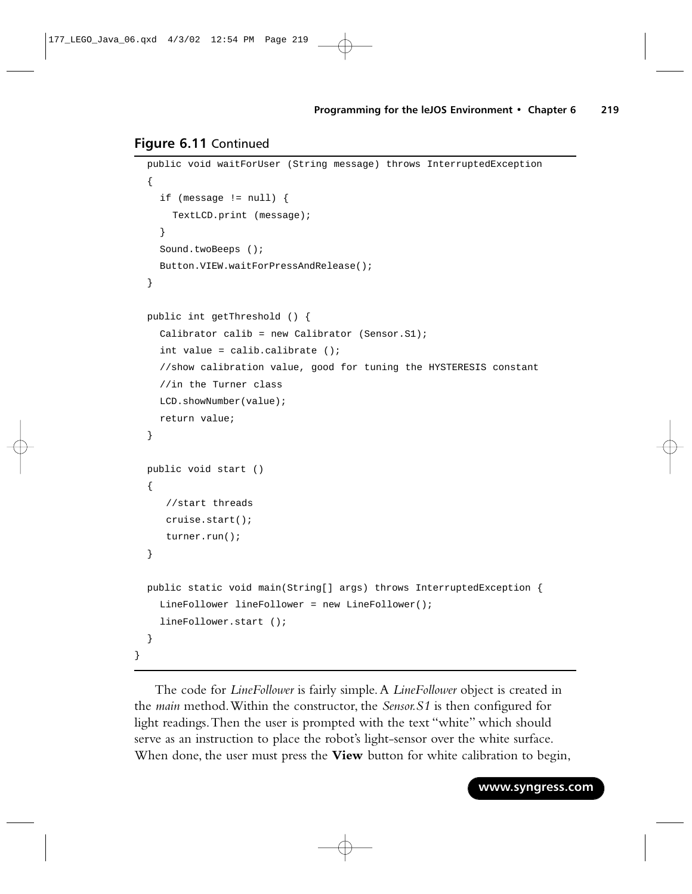**Figure 6.11** Continued

```
  public void waitForUser (String message) throws InterruptedException
  {
    if (message != null) {
      TextLCD.print (message);
    }
    Sound.twoBeeps ();
    Button.VIEW.waitForPressAndRelease();
  }

  public int getThreshold () {
    Calibrator calib = new Calibrator (Sensor.S1);
    int value = calib.calibrate ();
    //show calibration value, good for tuning the HYSTERESIS constant
    //in the Turner class
    LCD.showNumber(value);
    return value;
  }

  public void start ()
  {
     //start threads
     cruise.start();
     turner.run();
  }

  public static void main(String[] args) throws InterruptedException {
    LineFollower lineFollower = new LineFollower();
    lineFollower.start ();
  }
}
```

The code for *LineFollower* is fairly simple. A *LineFollower* object is created in the *main* method. Within the constructor, the *Sensor.S1* is then configured for light readings. Then the user is prompted with the text "white" which should serve as an instruction to place the robot's light-sensor over the white surface. When done, the user must press the **View** button for white calibration to begin,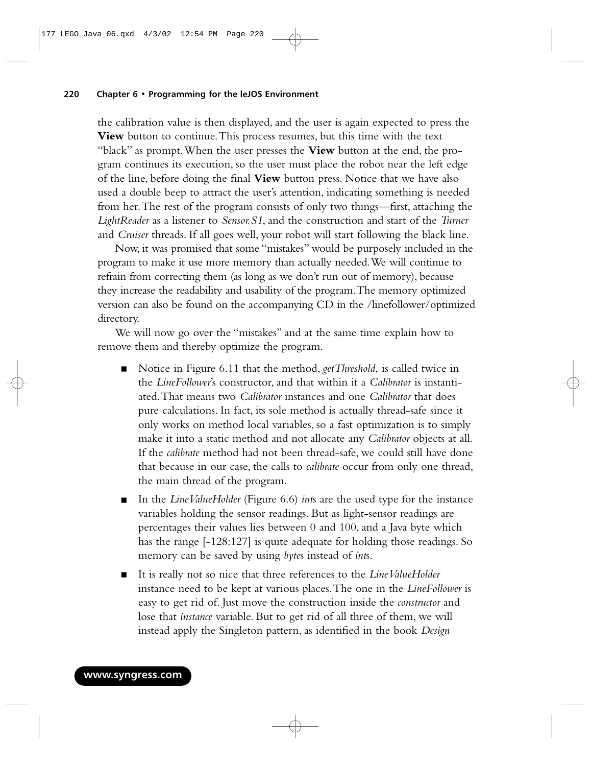the calibration value is then displayed, and the user is again expected to press the **View** button to continue. This process resumes, but this time with the text "black" as prompt. When the user presses the **View** button at the end, the program continues its execution, so the user must place the robot near the left edge of the line, before doing the final **View** button press. Notice that we have also used a double beep to attract the user's attention, indicating something is needed from her. The rest of the program consists of only two things—first, attaching the *LightReader* as a listener to *Sensor.S1*, and the construction and start of the *Turner* and *Cruiser* threads. If all goes well, your robot will start following the black line.

Now, it was promised that some "mistakes" would be purposely included in the program to make it use more memory than actually needed. We will continue to refrain from correcting them (as long as we don't run out of memory), because they increase the readability and usability of the program. The memory optimized version can also be found on the accompanying CD in the /linefollower/optimized directory.

We will now go over the "mistakes" and at the same time explain how to remove them and thereby optimize the program.

- Notice in Figure 6.11 that the method, *getThreshold*, is called twice in the *LineFollower*'s constructor, and that within it a *Calibrator* is instantiated. That means two *Calibrator* instances and one *Calibrator* that does pure calculations. In fact, its sole method is actually thread-safe since it only works on method local variables, so a fast optimization is to simply make it into a static method and not allocate any *Calibrator* objects at all. If the *calibrate* method had not been thread-safe, we could still have done that because in our case, the calls to *calibrate* occur from only one thread, the main thread of the program.
- In the *LineValueHolder* (Figure 6.6) *int*s are the used type for the instance variables holding the sensor readings. But as light-sensor readings are percentages their values lies between 0 and 100, and a Java byte which has the range [-128:127] is quite adequate for holding those readings. So memory can be saved by using *byte*s instead of *int*s.
- It is really not so nice that three references to the *LineValueHolder* instance need to be kept at various places. The one in the *LineFollower* is easy to get rid of. Just move the construction inside the *constructor* and lose that *instance* variable. But to get rid of all three of them, we will instead apply the Singleton pattern, as identified in the book *Design*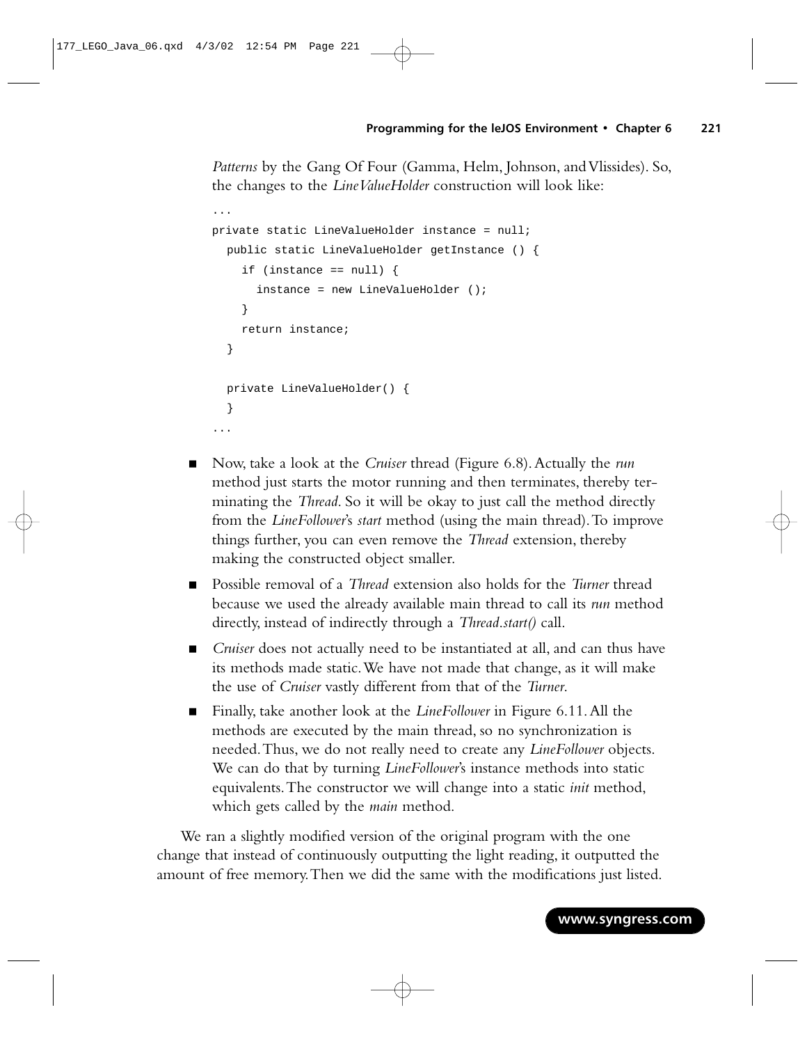*Patterns* by the Gang Of Four (Gamma, Helm, Johnson, and Vlissides). So, the changes to the *LineValueHolder* construction will look like:

```
...
private static LineValueHolder instance = null;
  public static LineValueHolder getInstance () {
    if (instance == null) {
      instance = new LineValueHolder ();
    }
    return instance;
  }

  private LineValueHolder() {
  }
...
```

- Now, take a look at the *Cruiser* thread (Figure 6.8). Actually the *run* method just starts the motor running and then terminates, thereby terminating the *Thread*. So it will be okay to just call the method directly from the *LineFollower*'s *start* method (using the main thread). To improve things further, you can even remove the *Thread* extension, thereby making the constructed object smaller.
- Possible removal of a *Thread* extension also holds for the *Turner* thread because we used the already available main thread to call its *run* method directly, instead of indirectly through a *Thread.start()* call.
- *Cruiser* does not actually need to be instantiated at all, and can thus have its methods made static. We have not made that change, as it will make the use of *Cruiser* vastly different from that of the *Turner*.
- Finally, take another look at the *LineFollower* in Figure 6.11. All the methods are executed by the main thread, so no synchronization is needed. Thus, we do not really need to create any *LineFollower* objects. We can do that by turning *LineFollower*'s instance methods into static equivalents. The constructor we will change into a static *init* method, which gets called by the *main* method.

We ran a slightly modified version of the original program with the one change that instead of continuously outputting the light reading, it outputted the amount of free memory. Then we did the same with the modifications just listed.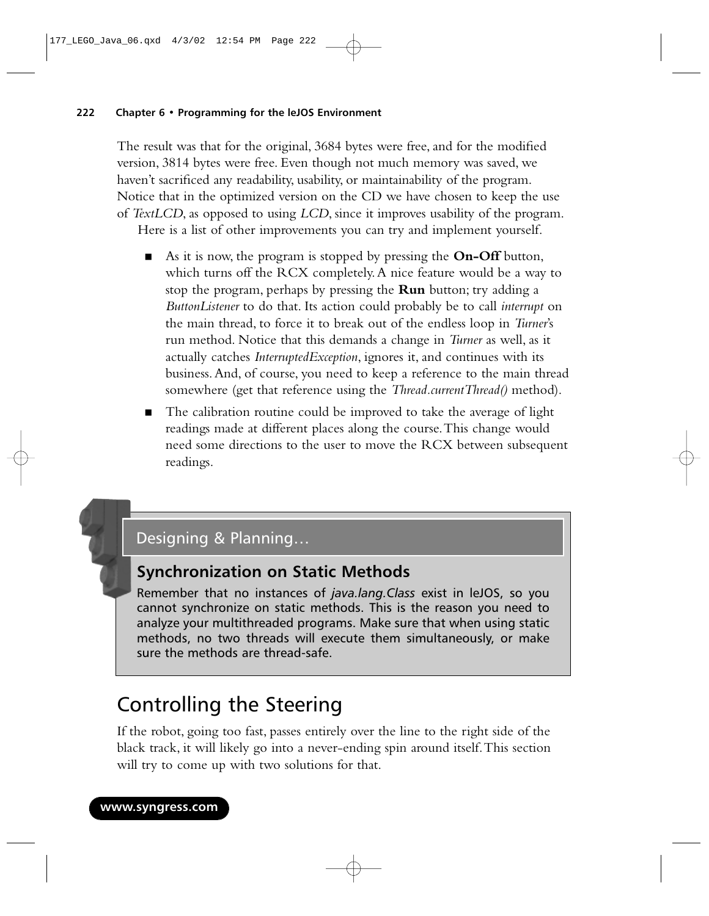The result was that for the original, 3684 bytes were free, and for the modified version, 3814 bytes were free. Even though not much memory was saved, we haven't sacrificed any readability, usability, or maintainability of the program. Notice that in the optimized version on the CD we have chosen to keep the use of *TextLCD*, as opposed to using *LCD*, since it improves usability of the program.

Here is a list of other improvements you can try and implement yourself.

- As it is now, the program is stopped by pressing the **On-Off** button, which turns off the RCX completely. A nice feature would be a way to stop the program, perhaps by pressing the **Run** button; try adding a *ButtonListener* to do that. Its action could probably be to call *interrupt* on the main thread, to force it to break out of the endless loop in *Turner*'s run method. Notice that this demands a change in *Turner* as well, as it actually catches *InterruptedException*, ignores it, and continues with its business. And, of course, you need to keep a reference to the main thread somewhere (get that reference using the *Thread.currentThread()* method).
- The calibration routine could be improved to take the average of light readings made at different places along the course. This change would need some directions to the user to move the RCX between subsequent readings.

> **Designing & Planning…**
>
> **Synchronization on Static Methods**
>
> Remember that no instances of *java.lang.Class* exist in leJOS, so you cannot synchronize on static methods. This is the reason you need to analyze your multithreaded programs. Make sure that when using static methods, no two threads will execute them simultaneously, or make sure the methods are thread-safe.

## Controlling the Steering

If the robot, going too fast, passes entirely over the line to the right side of the black track, it will likely go into a never-ending spin around itself. This section will try to come up with two solutions for that.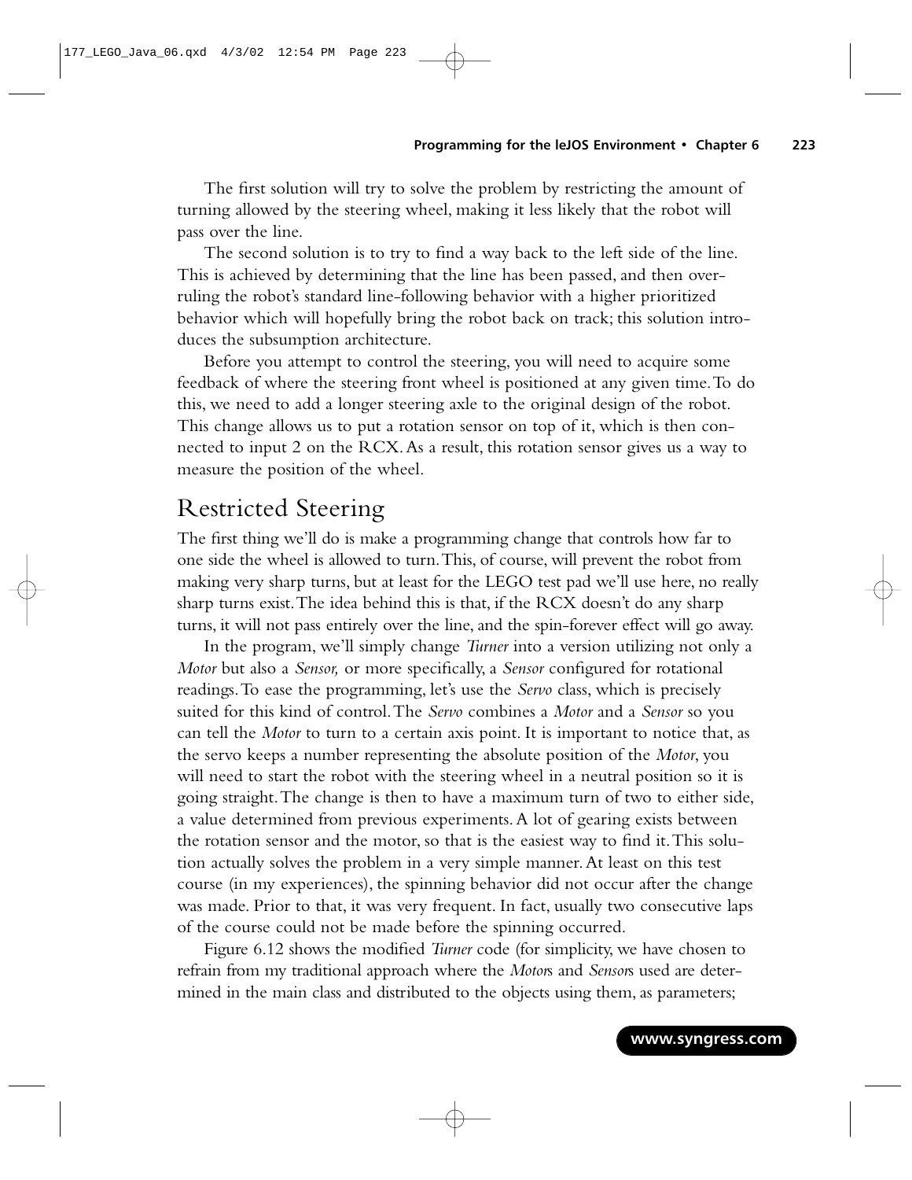The first solution will try to solve the problem by restricting the amount of turning allowed by the steering wheel, making it less likely that the robot will pass over the line.

The second solution is to try to find a way back to the left side of the line. This is achieved by determining that the line has been passed, and then overruling the robot's standard line-following behavior with a higher prioritized behavior which will hopefully bring the robot back on track; this solution introduces the subsumption architecture.

Before you attempt to control the steering, you will need to acquire some feedback of where the steering front wheel is positioned at any given time. To do this, we need to add a longer steering axle to the original design of the robot. This change allows us to put a rotation sensor on top of it, which is then connected to input 2 on the RCX. As a result, this rotation sensor gives us a way to measure the position of the wheel.

## Restricted Steering

The first thing we'll do is make a programming change that controls how far to one side the wheel is allowed to turn. This, of course, will prevent the robot from making very sharp turns, but at least for the LEGO test pad we'll use here, no really sharp turns exist. The idea behind this is that, if the RCX doesn't do any sharp turns, it will not pass entirely over the line, and the spin-forever effect will go away.

In the program, we'll simply change *Turner* into a version utilizing not only a *Motor* but also a *Sensor,* or more specifically, a *Sensor* configured for rotational readings. To ease the programming, let's use the *Servo* class, which is precisely suited for this kind of control. The *Servo* combines a *Motor* and a *Sensor* so you can tell the *Motor* to turn to a certain axis point. It is important to notice that, as the servo keeps a number representing the absolute position of the *Motor*, you will need to start the robot with the steering wheel in a neutral position so it is going straight. The change is then to have a maximum turn of two to either side, a value determined from previous experiments. A lot of gearing exists between the rotation sensor and the motor, so that is the easiest way to find it. This solution actually solves the problem in a very simple manner. At least on this test course (in my experiences), the spinning behavior did not occur after the change was made. Prior to that, it was very frequent. In fact, usually two consecutive laps of the course could not be made before the spinning occurred.

Figure 6.12 shows the modified *Turner* code (for simplicity, we have chosen to refrain from my traditional approach where the *Motor*s and *Sensor*s used are determined in the main class and distributed to the objects using them, as parameters;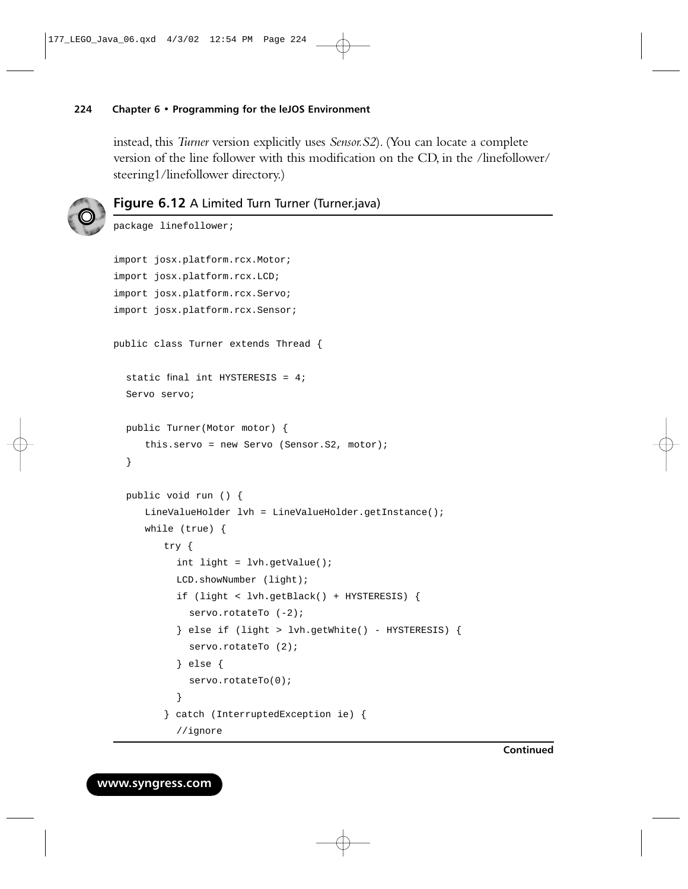instead, this *Turner* version explicitly uses *Sensor.S2*). (You can locate a complete version of the line follower with this modification on the CD, in the /linefollower/steering1/linefollower directory.)

**Figure 6.12** A Limited Turn Turner (Turner.java)

```
package linefollower;

import josx.platform.rcx.Motor;
import josx.platform.rcx.LCD;
import josx.platform.rcx.Servo;
import josx.platform.rcx.Sensor;

public class Turner extends Thread {

  static final int HYSTERESIS = 4;
  Servo servo;

  public Turner(Motor motor) {
     this.servo = new Servo (Sensor.S2, motor);
  }

  public void run () {
     LineValueHolder lvh = LineValueHolder.getInstance();
     while (true) {
        try {
          int light = lvh.getValue();
          LCD.showNumber (light);
          if (light < lvh.getBlack() + HYSTERESIS) {
            servo.rotateTo (-2);
          } else if (light > lvh.getWhite() - HYSTERESIS) {
            servo.rotateTo (2);
          } else {
            servo.rotateTo(0);
          }
        } catch (InterruptedException ie) {
          //ignore
```

**Continued**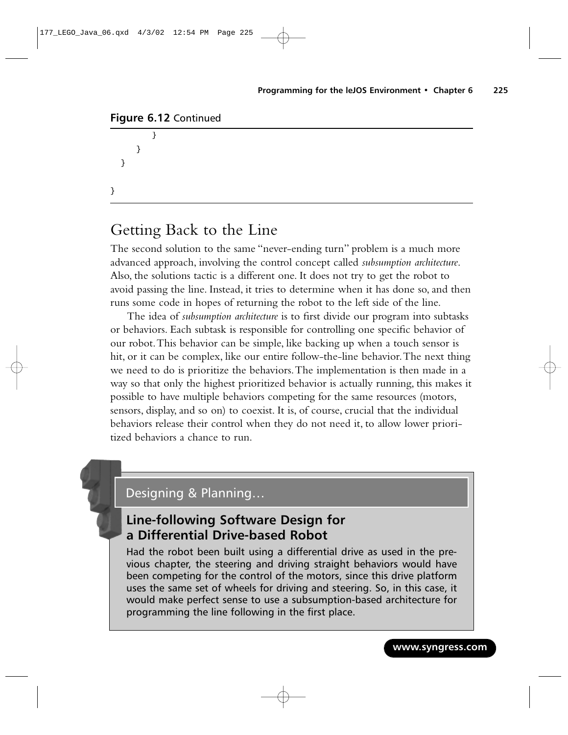**Figure 6.12** Continued

```
        }
      }
   }

}
```

## Getting Back to the Line

The second solution to the same "never-ending turn" problem is a much more advanced approach, involving the control concept called *subsumption architecture*. Also, the solutions tactic is a different one. It does not try to get the robot to avoid passing the line. Instead, it tries to determine when it has done so, and then runs some code in hopes of returning the robot to the left side of the line.

The idea of *subsumption architecture* is to first divide our program into subtasks or behaviors. Each subtask is responsible for controlling one specific behavior of our robot. This behavior can be simple, like backing up when a touch sensor is hit, or it can be complex, like our entire follow-the-line behavior. The next thing we need to do is prioritize the behaviors. The implementation is then made in a way so that only the highest prioritized behavior is actually running, this makes it possible to have multiple behaviors competing for the same resources (motors, sensors, display, and so on) to coexist. It is, of course, crucial that the individual behaviors release their control when they do not need it, to allow lower prioritized behaviors a chance to run.

### Designing & Planning…

#### Line-following Software Design for a Differential Drive-based Robot

Had the robot been built using a differential drive as used in the previous chapter, the steering and driving straight behaviors would have been competing for the control of the motors, since this drive platform uses the same set of wheels for driving and steering. So, in this case, it would make perfect sense to use a subsumption-based architecture for programming the line following in the first place.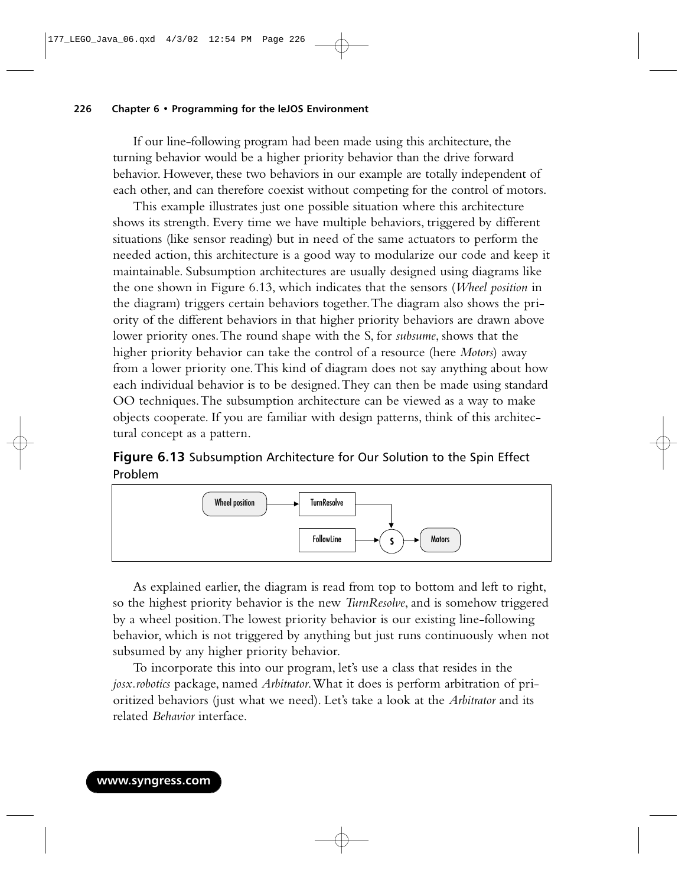If our line-following program had been made using this architecture, the turning behavior would be a higher priority behavior than the drive forward behavior. However, these two behaviors in our example are totally independent of each other, and can therefore coexist without competing for the control of motors.

This example illustrates just one possible situation where this architecture shows its strength. Every time we have multiple behaviors, triggered by different situations (like sensor reading) but in need of the same actuators to perform the needed action, this architecture is a good way to modularize our code and keep it maintainable. Subsumption architectures are usually designed using diagrams like the one shown in Figure 6.13, which indicates that the sensors (*Wheel position* in the diagram) triggers certain behaviors together. The diagram also shows the priority of the different behaviors in that higher priority behaviors are drawn above lower priority ones. The round shape with the S, for *subsume*, shows that the higher priority behavior can take the control of a resource (here *Motors*) away from a lower priority one. This kind of diagram does not say anything about how each individual behavior is to be designed. They can then be made using standard OO techniques. The subsumption architecture can be viewed as a way to make objects cooperate. If you are familiar with design patterns, think of this architectural concept as a pattern.

**Figure 6.13** Subsumption Architecture for Our Solution to the Spin Effect Problem

```
Wheel position ──► TurnResolve ──┐
                                 ▼
                 FollowLine ──► (S) ──► Motors
```

As explained earlier, the diagram is read from top to bottom and left to right, so the highest priority behavior is the new *TurnResolve*, and is somehow triggered by a wheel position. The lowest priority behavior is our existing line-following behavior, which is not triggered by anything but just runs continuously when not subsumed by any higher priority behavior.

To incorporate this into our program, let's use a class that resides in the *josx.robotics* package, named *Arbitrator*. What it does is perform arbitration of prioritized behaviors (just what we need). Let's take a look at the *Arbitrator* and its related *Behavior* interface.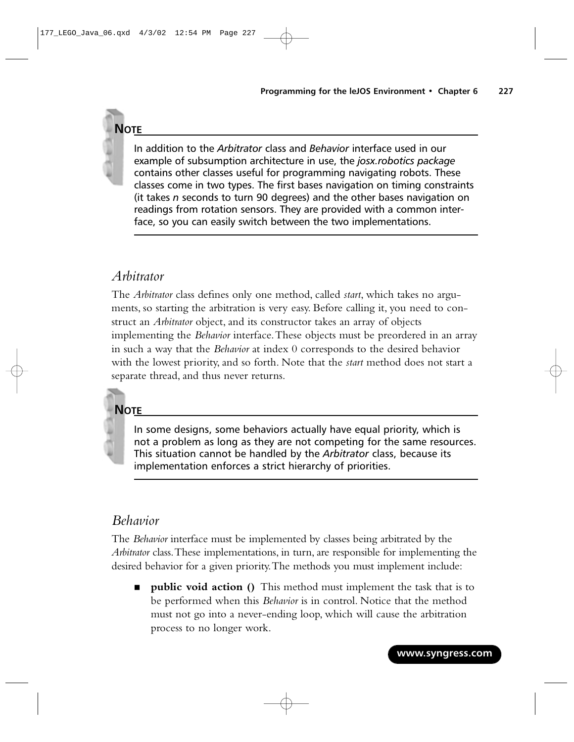**NOTE**

In addition to the *Arbitrator* class and *Behavior* interface used in our example of subsumption architecture in use, the *josx.robotics package* contains other classes useful for programming navigating robots. These classes come in two types. The first bases navigation on timing constraints (it takes *n* seconds to turn 90 degrees) and the other bases navigation on readings from rotation sensors. They are provided with a common interface, so you can easily switch between the two implementations.

## *Arbitrator*

The *Arbitrator* class defines only one method, called *start*, which takes no arguments, so starting the arbitration is very easy. Before calling it, you need to construct an *Arbitrator* object, and its constructor takes an array of objects implementing the *Behavior* interface. These objects must be preordered in an array in such a way that the *Behavior* at index 0 corresponds to the desired behavior with the lowest priority, and so forth. Note that the *start* method does not start a separate thread, and thus never returns.

**NOTE**

In some designs, some behaviors actually have equal priority, which is not a problem as long as they are not competing for the same resources. This situation cannot be handled by the *Arbitrator* class, because its implementation enforces a strict hierarchy of priorities.

## *Behavior*

The *Behavior* interface must be implemented by classes being arbitrated by the *Arbitrator* class. These implementations, in turn, are responsible for implementing the desired behavior for a given priority. The methods you must implement include:

- **public void action ()** This method must implement the task that is to be performed when this *Behavior* is in control. Notice that the method must not go into a never-ending loop, which will cause the arbitration process to no longer work.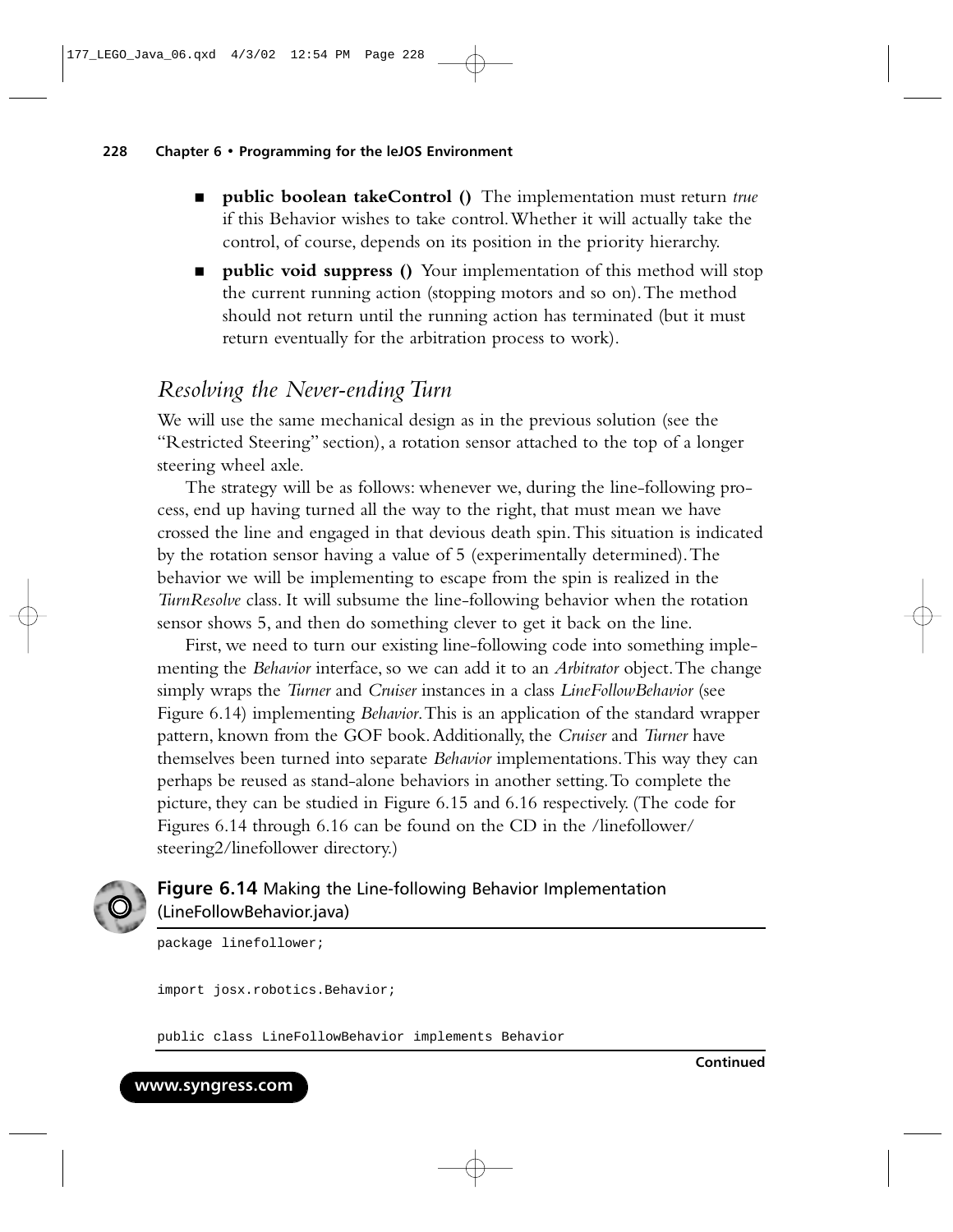- **public boolean takeControl ()** The implementation must return *true* if this Behavior wishes to take control. Whether it will actually take the control, of course, depends on its position in the priority hierarchy.
- **public void suppress ()** Your implementation of this method will stop the current running action (stopping motors and so on). The method should not return until the running action has terminated (but it must return eventually for the arbitration process to work).

## *Resolving the Never-ending Turn*

We will use the same mechanical design as in the previous solution (see the "Restricted Steering" section), a rotation sensor attached to the top of a longer steering wheel axle.

The strategy will be as follows: whenever we, during the line-following process, end up having turned all the way to the right, that must mean we have crossed the line and engaged in that devious death spin. This situation is indicated by the rotation sensor having a value of 5 (experimentally determined). The behavior we will be implementing to escape from the spin is realized in the *TurnResolve* class. It will subsume the line-following behavior when the rotation sensor shows 5, and then do something clever to get it back on the line.

First, we need to turn our existing line-following code into something implementing the *Behavior* interface, so we can add it to an *Arbitrator* object. The change simply wraps the *Turner* and *Cruiser* instances in a class *LineFollowBehavior* (see Figure 6.14) implementing *Behavior*. This is an application of the standard wrapper pattern, known from the GOF book. Additionally, the *Cruiser* and *Turner* have themselves been turned into separate *Behavior* implementations. This way they can perhaps be reused as stand-alone behaviors in another setting. To complete the picture, they can be studied in Figure 6.15 and 6.16 respectively. (The code for Figures 6.14 through 6.16 can be found on the CD in the /linefollower/steering2/linefollower directory.)

**Figure 6.14** Making the Line-following Behavior Implementation (LineFollowBehavior.java)

```
package linefollower;

import josx.robotics.Behavior;

public class LineFollowBehavior implements Behavior
```

**Continued**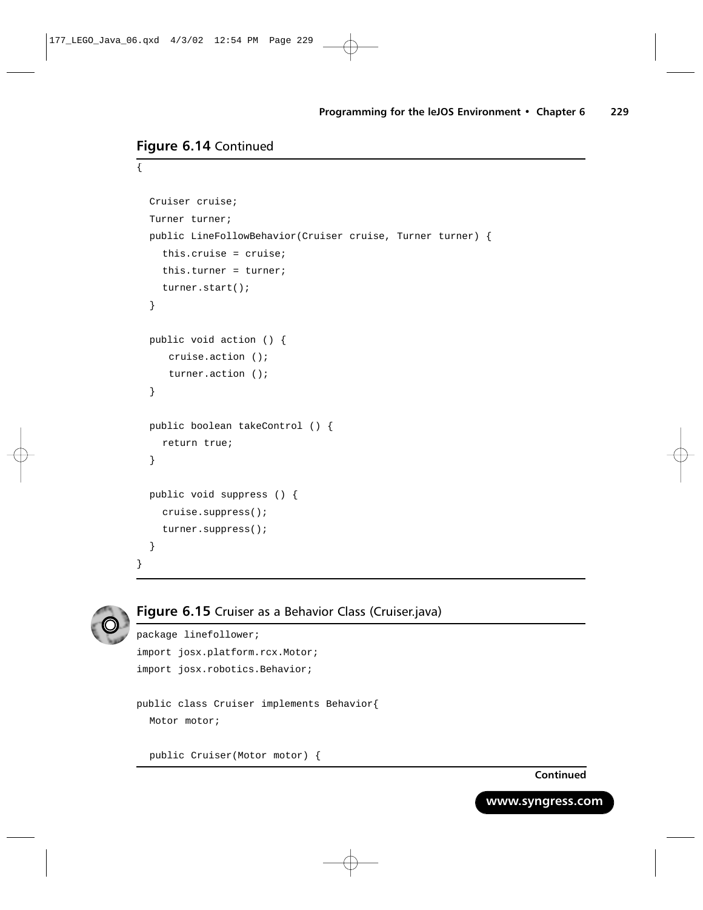**Figure 6.14** Continued

```
{

  Cruiser cruise;
  Turner turner;
  public LineFollowBehavior(Cruiser cruise, Turner turner) {
    this.cruise = cruise;
    this.turner = turner;
    turner.start();
  }

  public void action () {
     cruise.action ();
     turner.action ();
  }

  public boolean takeControl () {
    return true;
  }

  public void suppress () {
    cruise.suppress();
    turner.suppress();
  }
}
```

**Figure 6.15** Cruiser as a Behavior Class (Cruiser.java)

```
package linefollower;
import josx.platform.rcx.Motor;
import josx.robotics.Behavior;

public class Cruiser implements Behavior{
  Motor motor;

  public Cruiser(Motor motor) {
```

**Continued**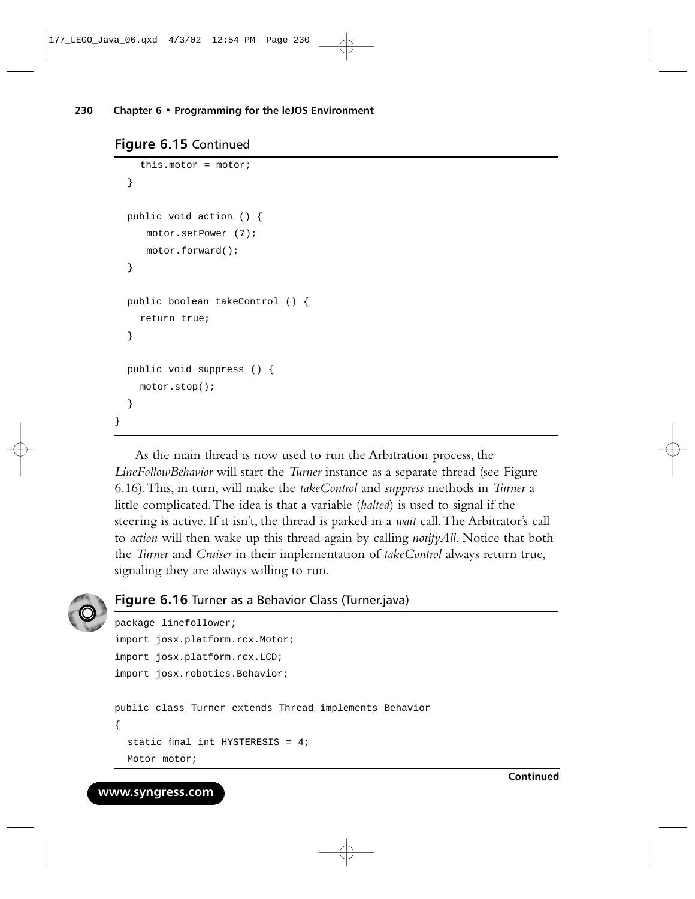**Figure 6.15** Continued

```
    this.motor = motor;
  }

  public void action () {
     motor.setPower (7);
     motor.forward();
  }

  public boolean takeControl () {
    return true;
  }

  public void suppress () {
    motor.stop();
  }
}
```

As the main thread is now used to run the Arbitration process, the *LineFollowBehavior* will start the *Turner* instance as a separate thread (see Figure 6.16). This, in turn, will make the *takeControl* and *suppress* methods in *Turner* a little complicated. The idea is that a variable (*halted*) is used to signal if the steering is active. If it isn't, the thread is parked in a *wait* call. The Arbitrator's call to *action* will then wake up this thread again by calling *notifyAll*. Notice that both the *Turner* and *Cruiser* in their implementation of *takeControl* always return true, signaling they are always willing to run.

**Figure 6.16** Turner as a Behavior Class (Turner.java)

```
package linefollower;
import josx.platform.rcx.Motor;
import josx.platform.rcx.LCD;
import josx.robotics.Behavior;

public class Turner extends Thread implements Behavior
{
  static final int HYSTERESIS = 4;
  Motor motor;
```

**Continued**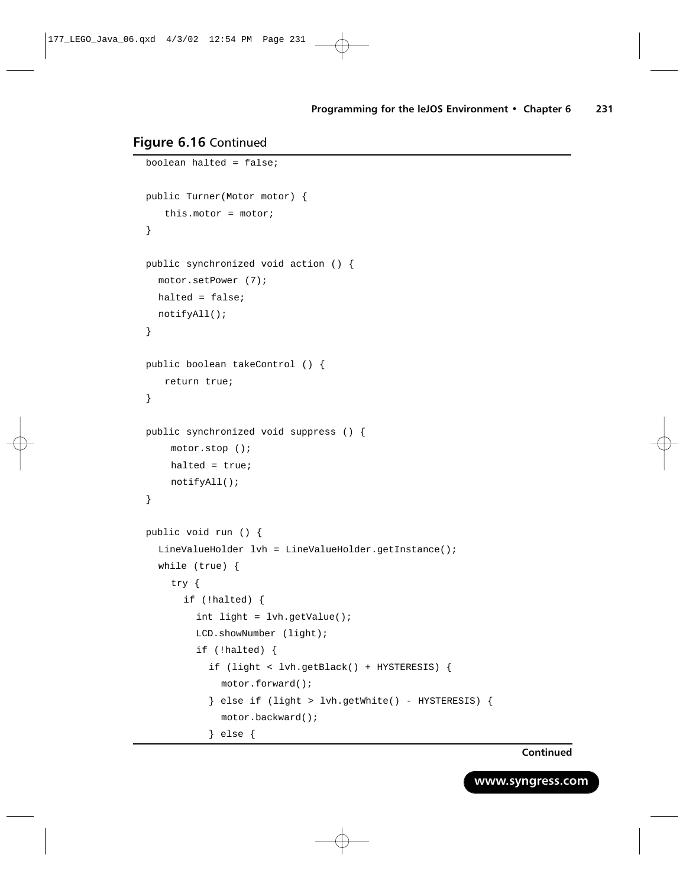**Figure 6.16** Continued

```
boolean halted = false;

public Turner(Motor motor) {
   this.motor = motor;
}

public synchronized void action () {
  motor.setPower (7);
  halted = false;
  notifyAll();
}

public boolean takeControl () {
   return true;
}

public synchronized void suppress () {
    motor.stop ();
    halted = true;
    notifyAll();
}

public void run () {
  LineValueHolder lvh = LineValueHolder.getInstance();
  while (true) {
    try {
      if (!halted) {
        int light = lvh.getValue();
        LCD.showNumber (light);
        if (!halted) {
          if (light < lvh.getBlack() + HYSTERESIS) {
            motor.forward();
          } else if (light > lvh.getWhite() - HYSTERESIS) {
            motor.backward();
          } else {
```

**Continued**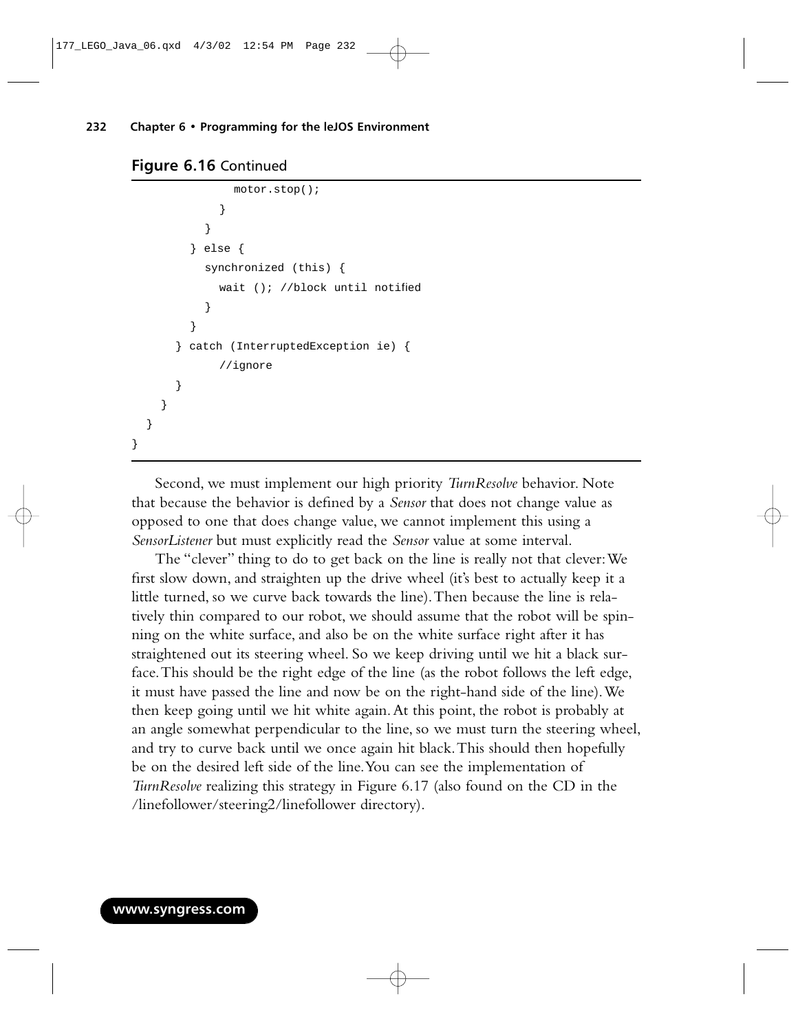**Figure 6.16** Continued

```
            motor.stop();
          }
        }
      } else {
        synchronized (this) {
          wait (); //block until notified
        }
      }
    } catch (InterruptedException ie) {
          //ignore
    }
  }
 }
}
```

Second, we must implement our high priority *TurnResolve* behavior. Note that because the behavior is defined by a *Sensor* that does not change value as opposed to one that does change value, we cannot implement this using a *SensorListener* but must explicitly read the *Sensor* value at some interval.

The "clever" thing to do to get back on the line is really not that clever: We first slow down, and straighten up the drive wheel (it's best to actually keep it a little turned, so we curve back towards the line). Then because the line is relatively thin compared to our robot, we should assume that the robot will be spinning on the white surface, and also be on the white surface right after it has straightened out its steering wheel. So we keep driving until we hit a black surface. This should be the right edge of the line (as the robot follows the left edge, it must have passed the line and now be on the right-hand side of the line). We then keep going until we hit white again. At this point, the robot is probably at an angle somewhat perpendicular to the line, so we must turn the steering wheel, and try to curve back until we once again hit black. This should then hopefully be on the desired left side of the line. You can see the implementation of *TurnResolve* realizing this strategy in Figure 6.17 (also found on the CD in the /linefollower/steering2/linefollower directory).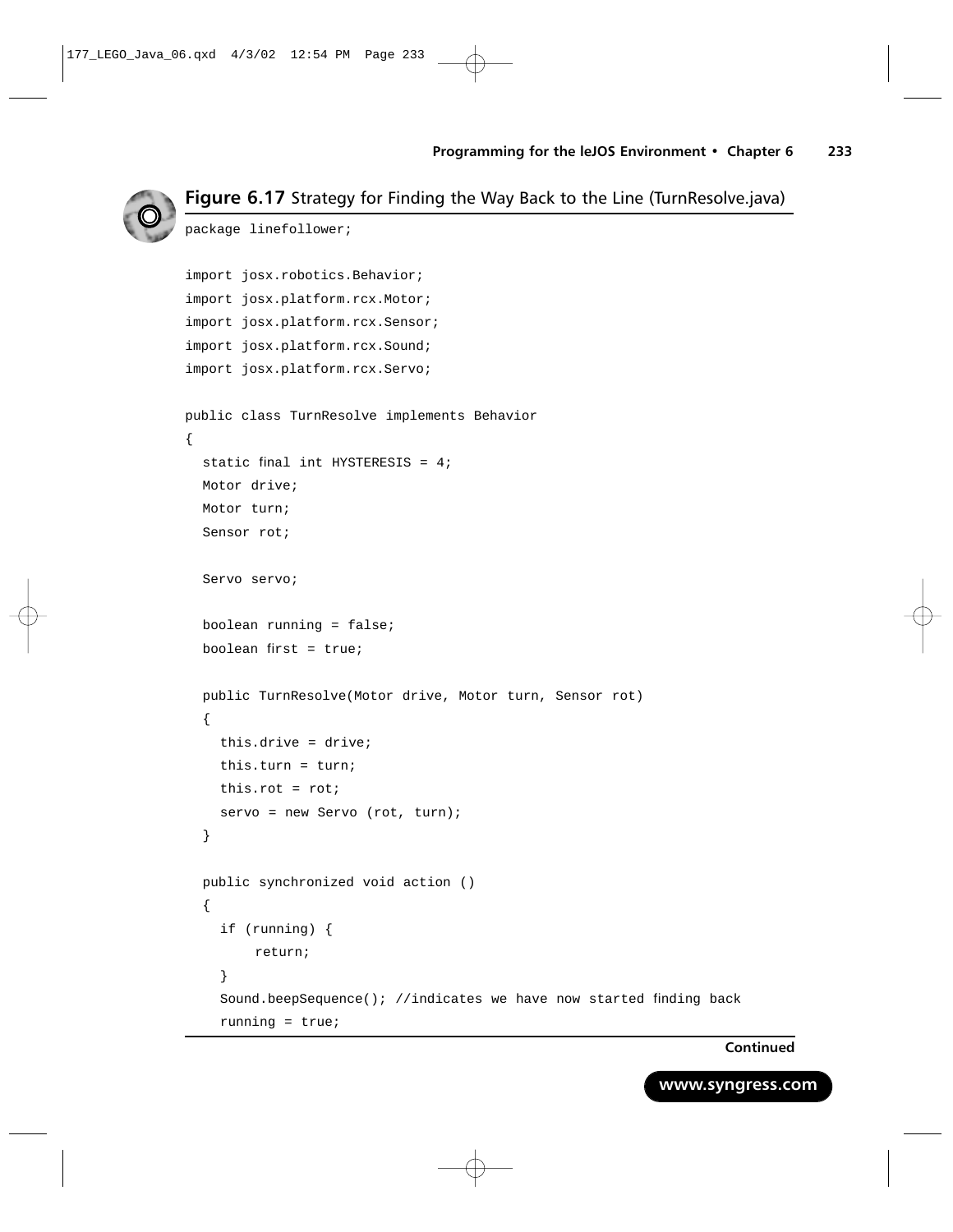**Figure 6.17** Strategy for Finding the Way Back to the Line (TurnResolve.java)

```
package linefollower;

import josx.robotics.Behavior;
import josx.platform.rcx.Motor;
import josx.platform.rcx.Sensor;
import josx.platform.rcx.Sound;
import josx.platform.rcx.Servo;

public class TurnResolve implements Behavior
{
  static final int HYSTERESIS = 4;
  Motor drive;
  Motor turn;
  Sensor rot;

  Servo servo;

  boolean running = false;
  boolean first = true;

  public TurnResolve(Motor drive, Motor turn, Sensor rot)
  {
    this.drive = drive;
    this.turn = turn;
    this.rot = rot;
    servo = new Servo (rot, turn);
  }

  public synchronized void action ()
  {
    if (running) {
        return;
    }
    Sound.beepSequence(); //indicates we have now started finding back
    running = true;
```

**Continued**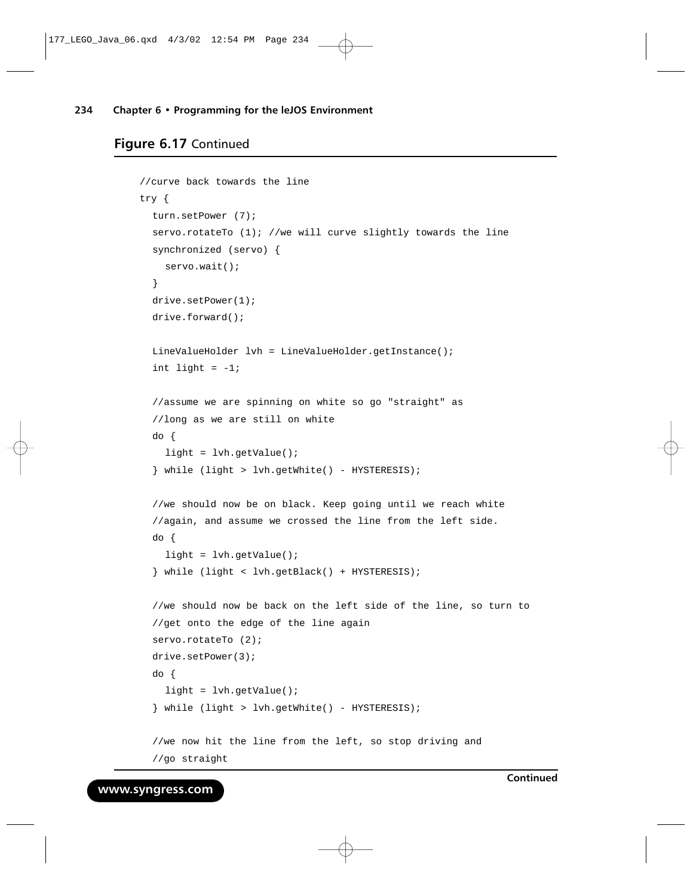## Figure 6.17 Continued

```
//curve back towards the line
try {
  turn.setPower (7);
  servo.rotateTo (1); //we will curve slightly towards the line
  synchronized (servo) {
    servo.wait();
  }
  drive.setPower(1);
  drive.forward();

  LineValueHolder lvh = LineValueHolder.getInstance();
  int light = -1;

  //assume we are spinning on white so go "straight" as
  //long as we are still on white
  do {
    light = lvh.getValue();
  } while (light > lvh.getWhite() - HYSTERESIS);

  //we should now be on black. Keep going until we reach white
  //again, and assume we crossed the line from the left side.
  do {
    light = lvh.getValue();
  } while (light < lvh.getBlack() + HYSTERESIS);

  //we should now be back on the left side of the line, so turn to
  //get onto the edge of the line again
  servo.rotateTo (2);
  drive.setPower(3);
  do {
    light = lvh.getValue();
  } while (light > lvh.getWhite() - HYSTERESIS);

  //we now hit the line from the left, so stop driving and
  //go straight
```

**Continued**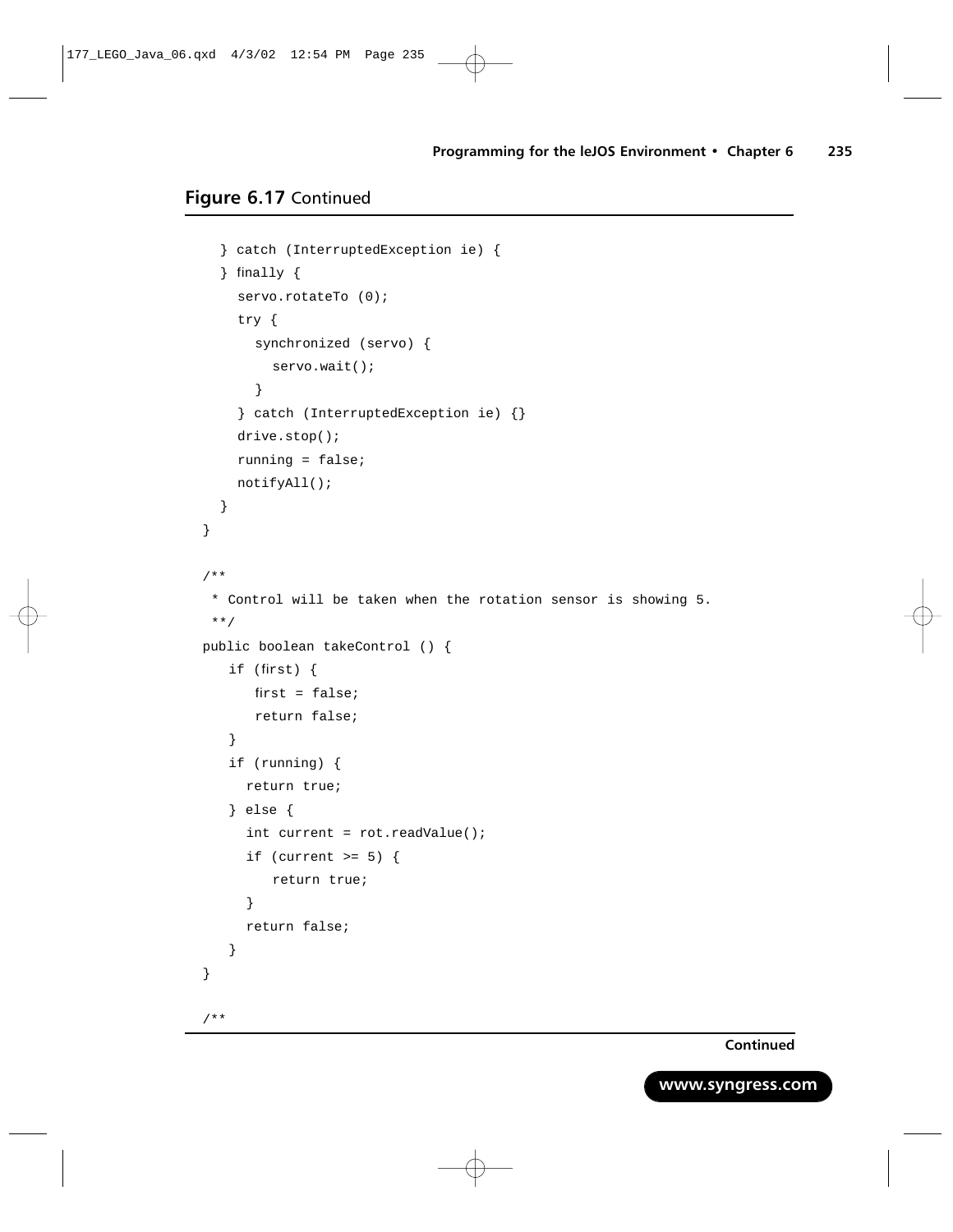**Figure 6.17** Continued

```
    } catch (InterruptedException ie) {
    } finally {
      servo.rotateTo (0);
      try {
        synchronized (servo) {
          servo.wait();
        }
      } catch (InterruptedException ie) {}
      drive.stop();
      running = false;
      notifyAll();
    }
  }

  /**
   * Control will be taken when the rotation sensor is showing 5.
   **/
  public boolean takeControl () {
     if (first) {
        first = false;
        return false;
     }
     if (running) {
       return true;
     } else {
       int current = rot.readValue();
       if (current >= 5) {
          return true;
       }
       return false;
     }
  }

  /**
```

**Continued**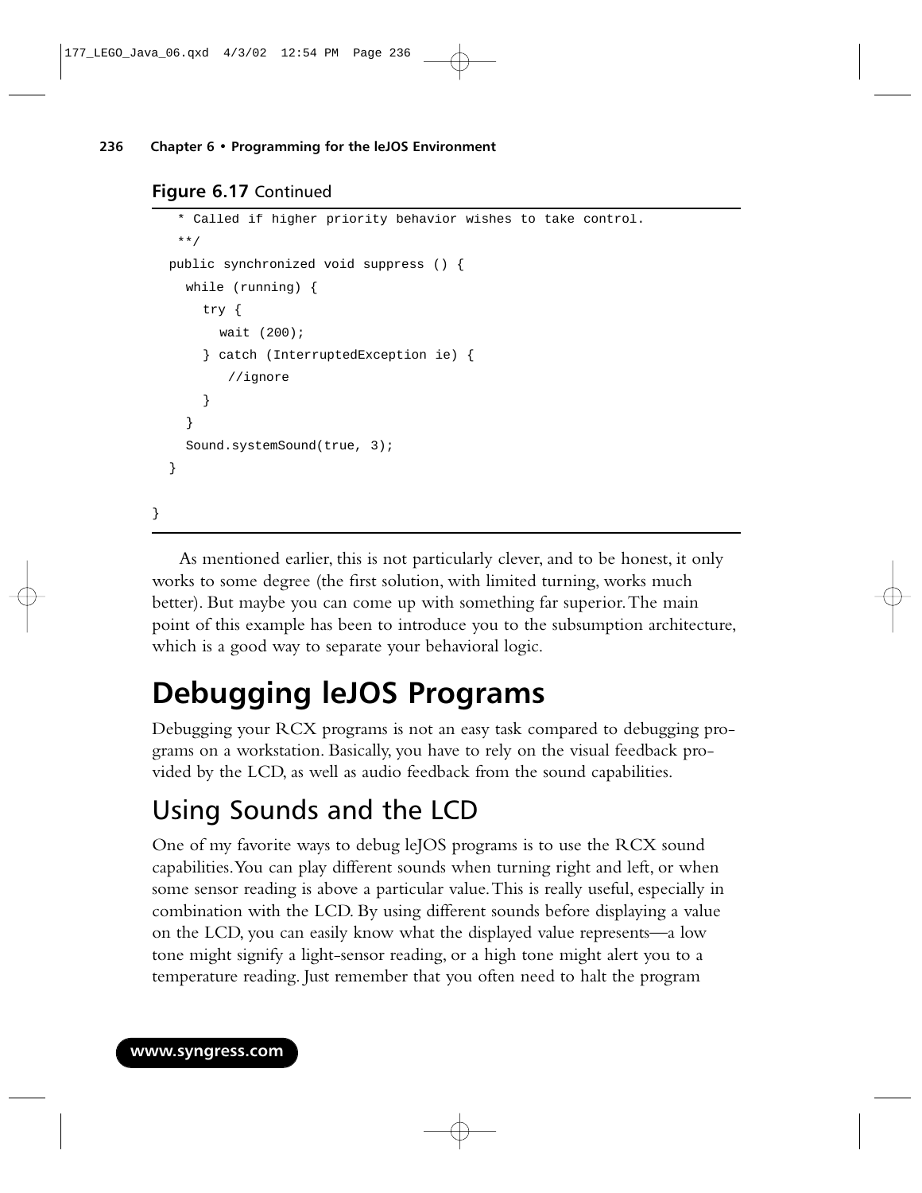**Figure 6.17** Continued

```
   * Called if higher priority behavior wishes to take control.
   **/
  public synchronized void suppress () {
    while (running) {
      try {
        wait (200);
      } catch (InterruptedException ie) {
         //ignore
      }
    }
    Sound.systemSound(true, 3);
  }

}
```

As mentioned earlier, this is not particularly clever, and to be honest, it only works to some degree (the first solution, with limited turning, works much better). But maybe you can come up with something far superior. The main point of this example has been to introduce you to the subsumption architecture, which is a good way to separate your behavioral logic.

# Debugging leJOS Programs

Debugging your RCX programs is not an easy task compared to debugging programs on a workstation. Basically, you have to rely on the visual feedback provided by the LCD, as well as audio feedback from the sound capabilities.

## Using Sounds and the LCD

One of my favorite ways to debug leJOS programs is to use the RCX sound capabilities. You can play different sounds when turning right and left, or when some sensor reading is above a particular value. This is really useful, especially in combination with the LCD. By using different sounds before displaying a value on the LCD, you can easily know what the displayed value represents—a low tone might signify a light-sensor reading, or a high tone might alert you to a temperature reading. Just remember that you often need to halt the program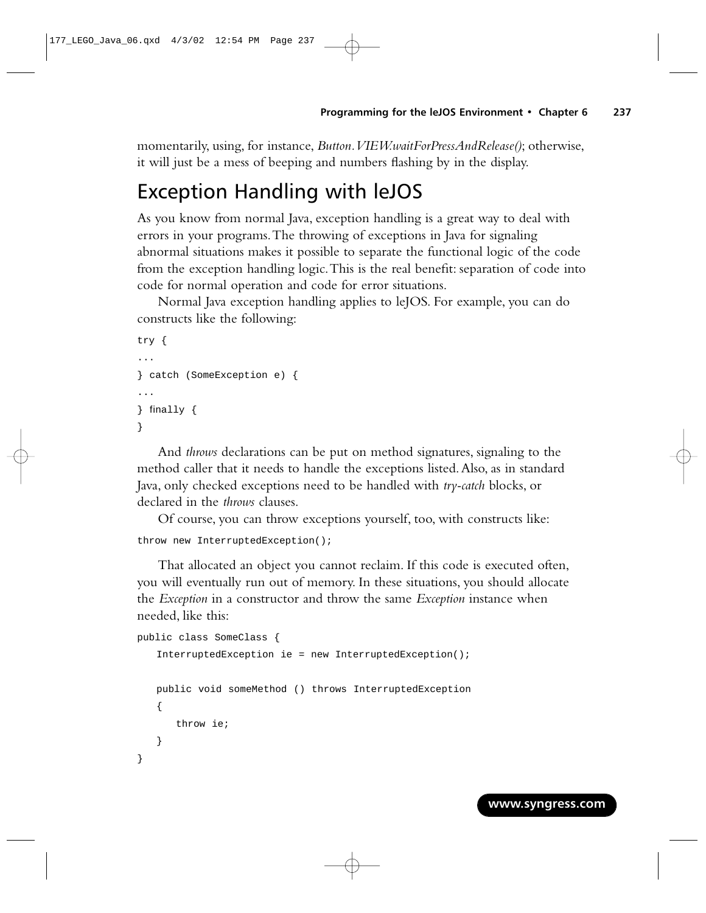momentarily, using, for instance, *Button.VIEW.waitForPressAndRelease()*; otherwise, it will just be a mess of beeping and numbers flashing by in the display.

## Exception Handling with leJOS

As you know from normal Java, exception handling is a great way to deal with errors in your programs. The throwing of exceptions in Java for signaling abnormal situations makes it possible to separate the functional logic of the code from the exception handling logic. This is the real benefit: separation of code into code for normal operation and code for error situations.

Normal Java exception handling applies to leJOS. For example, you can do constructs like the following:

```
try {
...
} catch (SomeException e) {
...
} finally {
}
```

And *throws* declarations can be put on method signatures, signaling to the method caller that it needs to handle the exceptions listed. Also, as in standard Java, only checked exceptions need to be handled with *try-catch* blocks, or declared in the *throws* clauses.

Of course, you can throw exceptions yourself, too, with constructs like:

```
throw new InterruptedException();
```

That allocated an object you cannot reclaim. If this code is executed often, you will eventually run out of memory. In these situations, you should allocate the *Exception* in a constructor and throw the same *Exception* instance when needed, like this:

```
public class SomeClass {
   InterruptedException ie = new InterruptedException();

   public void someMethod () throws InterruptedException
   {
      throw ie;
   }
}
```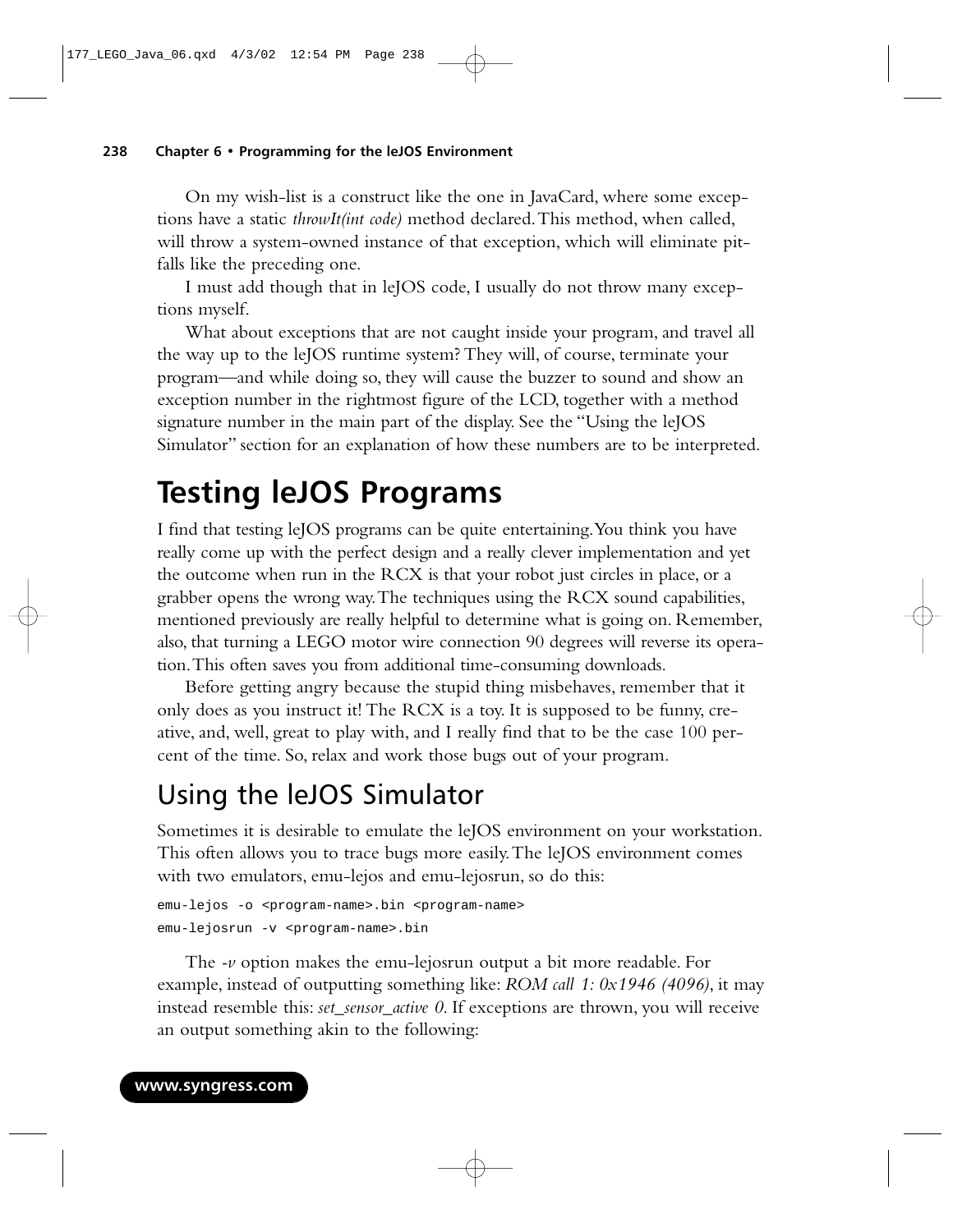On my wish-list is a construct like the one in JavaCard, where some exceptions have a static *throwIt(int code)* method declared. This method, when called, will throw a system-owned instance of that exception, which will eliminate pitfalls like the preceding one.

I must add though that in leJOS code, I usually do not throw many exceptions myself.

What about exceptions that are not caught inside your program, and travel all the way up to the leJOS runtime system? They will, of course, terminate your program—and while doing so, they will cause the buzzer to sound and show an exception number in the rightmost figure of the LCD, together with a method signature number in the main part of the display. See the "Using the leJOS Simulator" section for an explanation of how these numbers are to be interpreted.

# Testing leJOS Programs

I find that testing leJOS programs can be quite entertaining. You think you have really come up with the perfect design and a really clever implementation and yet the outcome when run in the RCX is that your robot just circles in place, or a grabber opens the wrong way. The techniques using the RCX sound capabilities, mentioned previously are really helpful to determine what is going on. Remember, also, that turning a LEGO motor wire connection 90 degrees will reverse its operation. This often saves you from additional time-consuming downloads.

Before getting angry because the stupid thing misbehaves, remember that it only does as you instruct it! The RCX is a toy. It is supposed to be funny, creative, and, well, great to play with, and I really find that to be the case 100 percent of the time. So, relax and work those bugs out of your program.

## Using the leJOS Simulator

Sometimes it is desirable to emulate the leJOS environment on your workstation. This often allows you to trace bugs more easily. The leJOS environment comes with two emulators, emu-lejos and emu-lejosrun, so do this:

```
emu-lejos -o <program-name>.bin <program-name>
emu-lejosrun -v <program-name>.bin
```

The *-v* option makes the emu-lejosrun output a bit more readable. For example, instead of outputting something like: *ROM call 1: 0x1946 (4096)*, it may instead resemble this: *set_sensor_active 0*. If exceptions are thrown, you will receive an output something akin to the following: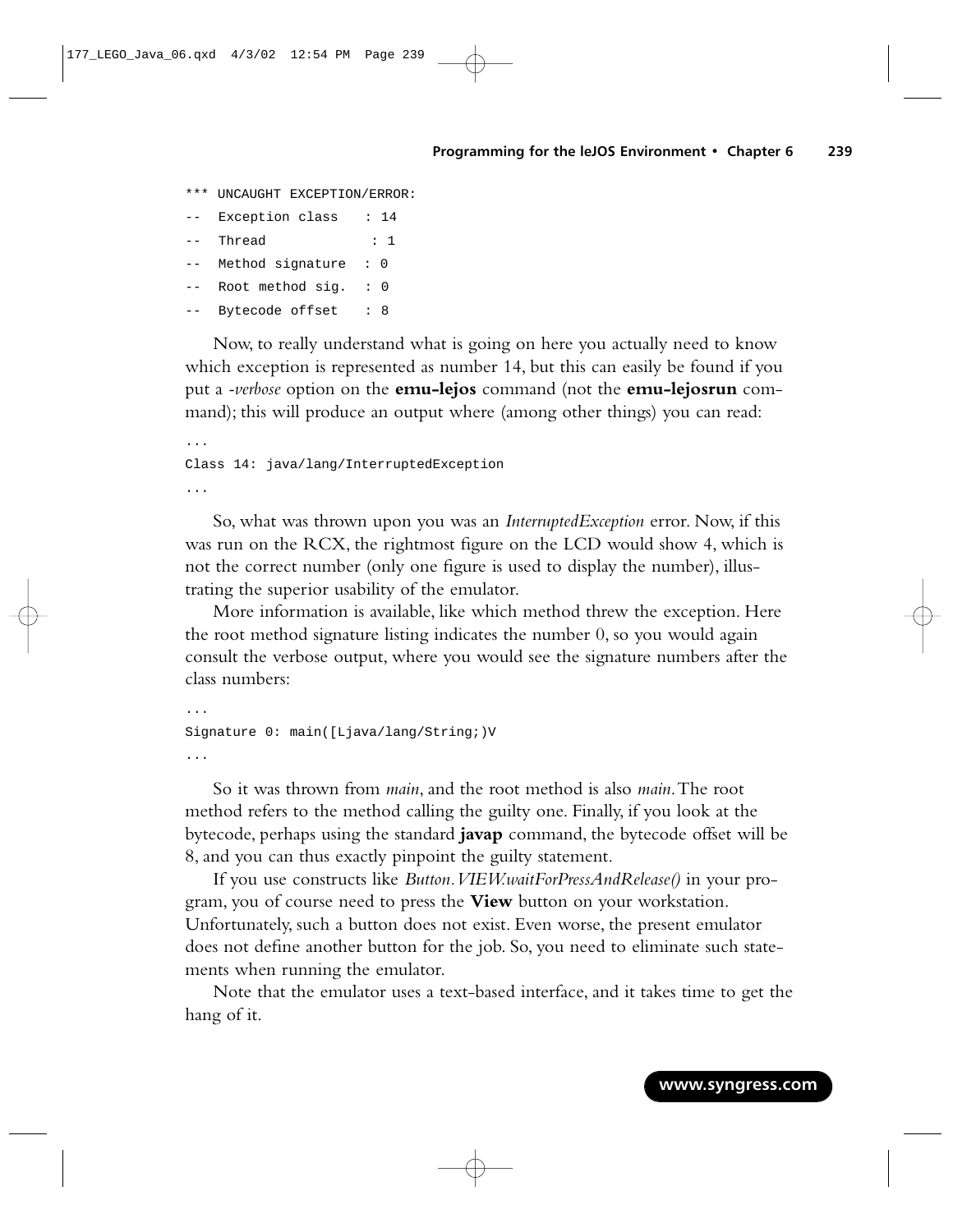```
*** UNCAUGHT EXCEPTION/ERROR:
--  Exception class   : 14
--  Thread             : 1
--  Method signature  : 0
--  Root method sig.  : 0
--  Bytecode offset   : 8
```

Now, to really understand what is going on here you actually need to know which exception is represented as number 14, but this can easily be found if you put a *-verbose* option on the **emu-lejos** command (not the **emu-lejosrun** command); this will produce an output where (among other things) you can read:

```
...
Class 14: java/lang/InterruptedException
...
```

So, what was thrown upon you was an *InterruptedException* error. Now, if this was run on the RCX, the rightmost figure on the LCD would show 4, which is not the correct number (only one figure is used to display the number), illustrating the superior usability of the emulator.

More information is available, like which method threw the exception. Here the root method signature listing indicates the number 0, so you would again consult the verbose output, where you would see the signature numbers after the class numbers:

```
...
Signature 0: main([Ljava/lang/String;)V
...
```

So it was thrown from *main*, and the root method is also *main*. The root method refers to the method calling the guilty one. Finally, if you look at the bytecode, perhaps using the standard **javap** command, the bytecode offset will be 8, and you can thus exactly pinpoint the guilty statement.

If you use constructs like *Button.VIEW.waitForPressAndRelease()* in your program, you of course need to press the **View** button on your workstation. Unfortunately, such a button does not exist. Even worse, the present emulator does not define another button for the job. So, you need to eliminate such statements when running the emulator.

Note that the emulator uses a text-based interface, and it takes time to get the hang of it.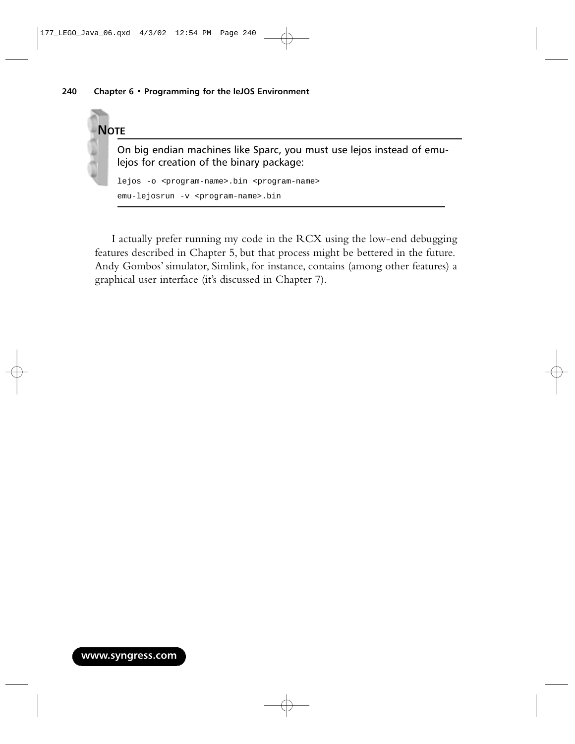**NOTE**

On big endian machines like Sparc, you must use lejos instead of emu-lejos for creation of the binary package:

```
lejos -o <program-name>.bin <program-name>
emu-lejosrun -v <program-name>.bin
```

I actually prefer running my code in the RCX using the low-end debugging features described in Chapter 5, but that process might be bettered in the future. Andy Gombos' simulator, Simlink, for instance, contains (among other features) a graphical user interface (it's discussed in Chapter 7).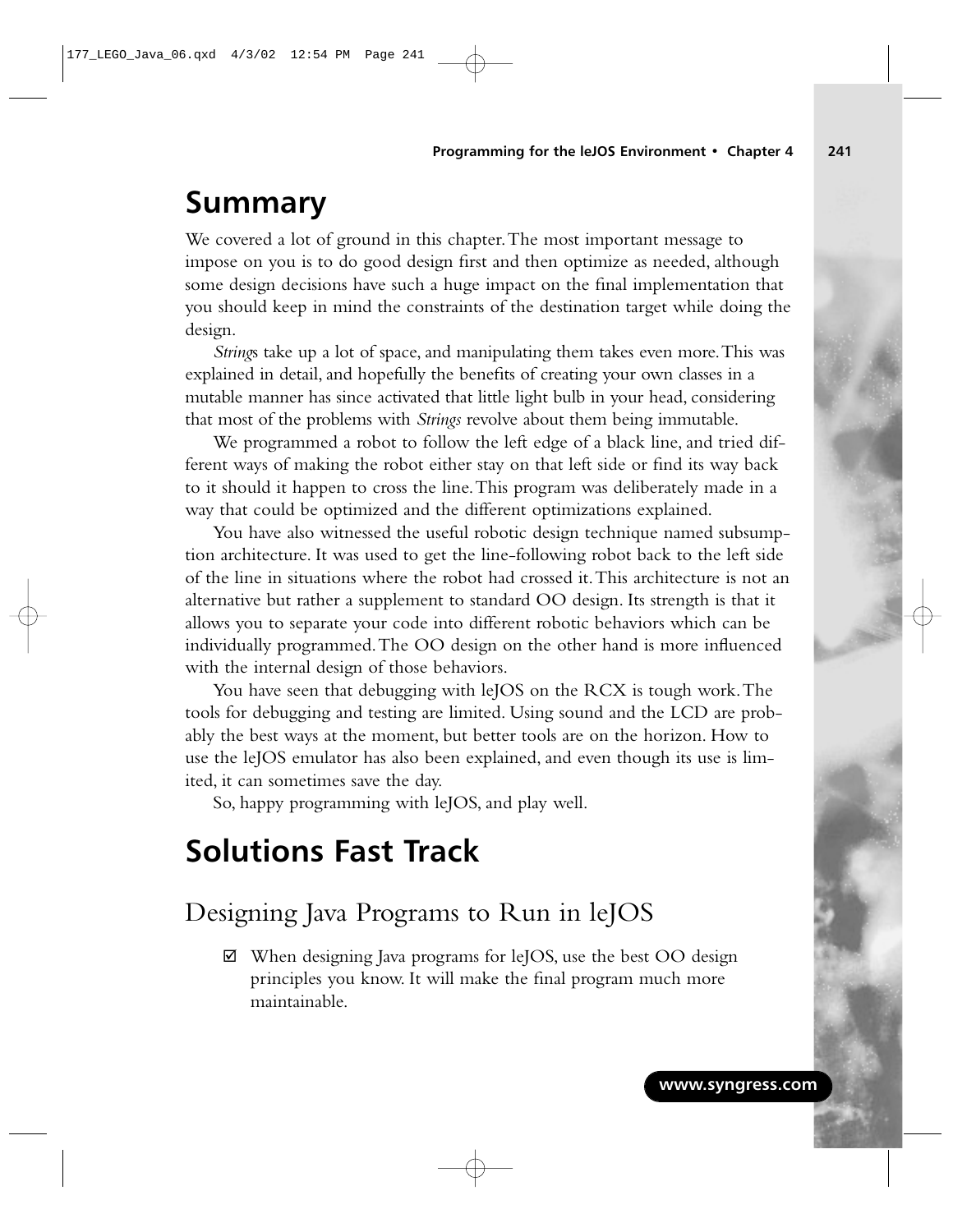## Summary

We covered a lot of ground in this chapter. The most important message to impose on you is to do good design first and then optimize as needed, although some design decisions have such a huge impact on the final implementation that you should keep in mind the constraints of the destination target while doing the design.

*String*s take up a lot of space, and manipulating them takes even more. This was explained in detail, and hopefully the benefits of creating your own classes in a mutable manner has since activated that little light bulb in your head, considering that most of the problems with *Strings* revolve about them being immutable.

We programmed a robot to follow the left edge of a black line, and tried different ways of making the robot either stay on that left side or find its way back to it should it happen to cross the line. This program was deliberately made in a way that could be optimized and the different optimizations explained.

You have also witnessed the useful robotic design technique named subsumption architecture. It was used to get the line-following robot back to the left side of the line in situations where the robot had crossed it. This architecture is not an alternative but rather a supplement to standard OO design. Its strength is that it allows you to separate your code into different robotic behaviors which can be individually programmed. The OO design on the other hand is more influenced with the internal design of those behaviors.

You have seen that debugging with leJOS on the RCX is tough work. The tools for debugging and testing are limited. Using sound and the LCD are probably the best ways at the moment, but better tools are on the horizon. How to use the leJOS emulator has also been explained, and even though its use is limited, it can sometimes save the day.

So, happy programming with leJOS, and play well.

## Solutions Fast Track

### Designing Java Programs to Run in leJOS

☑ When designing Java programs for leJOS, use the best OO design principles you know. It will make the final program much more maintainable.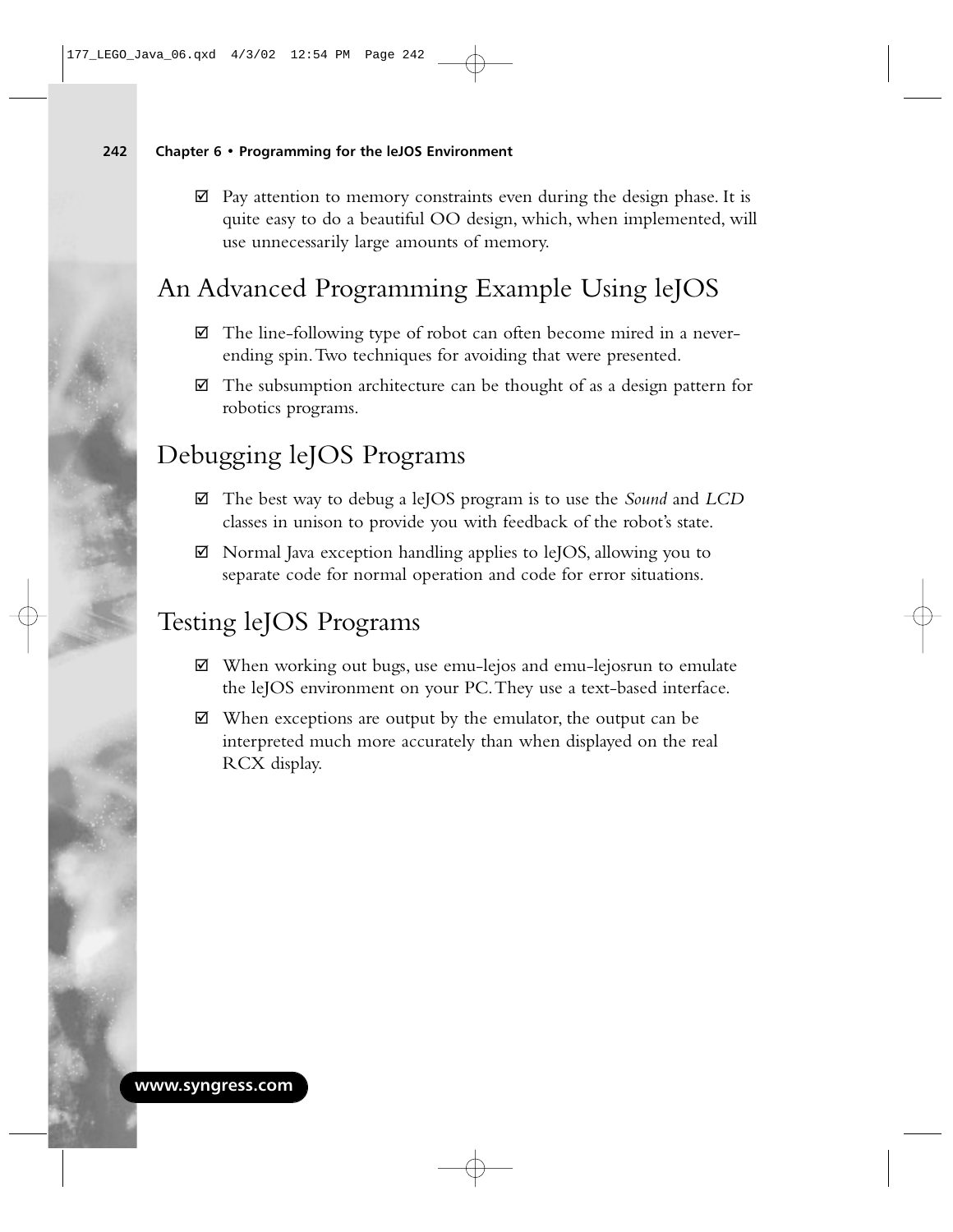☑ Pay attention to memory constraints even during the design phase. It is quite easy to do a beautiful OO design, which, when implemented, will use unnecessarily large amounts of memory.

## An Advanced Programming Example Using leJOS

☑ The line-following type of robot can often become mired in a never-ending spin. Two techniques for avoiding that were presented.

☑ The subsumption architecture can be thought of as a design pattern for robotics programs.

## Debugging leJOS Programs

☑ The best way to debug a leJOS program is to use the *Sound* and *LCD* classes in unison to provide you with feedback of the robot's state.

☑ Normal Java exception handling applies to leJOS, allowing you to separate code for normal operation and code for error situations.

## Testing leJOS Programs

☑ When working out bugs, use emu-lejos and emu-lejosrun to emulate the leJOS environment on your PC. They use a text-based interface.

☑ When exceptions are output by the emulator, the output can be interpreted much more accurately than when displayed on the real RCX display.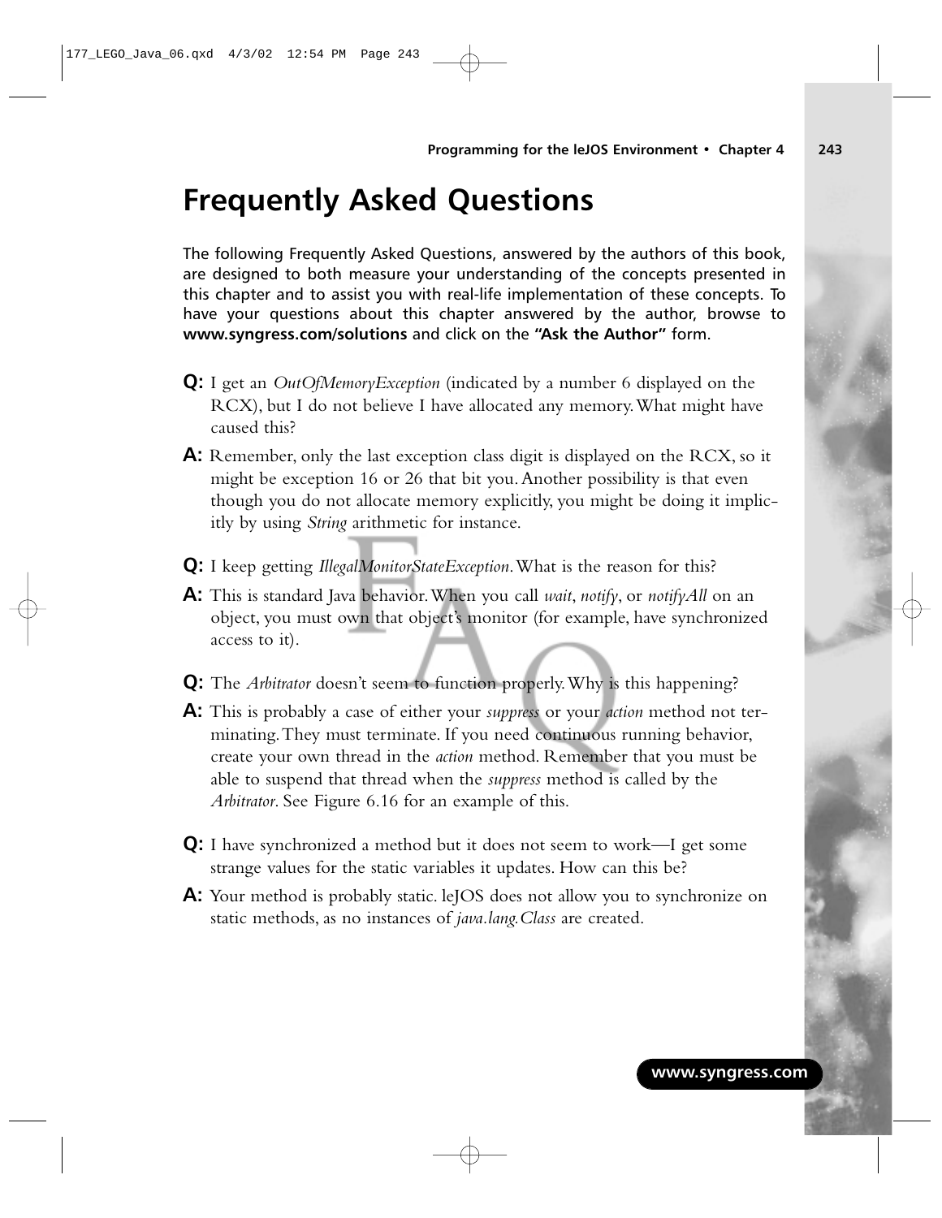# Frequently Asked Questions

The following Frequently Asked Questions, answered by the authors of this book, are designed to both measure your understanding of the concepts presented in this chapter and to assist you with real-life implementation of these concepts. To have your questions about this chapter answered by the author, browse to **www.syngress.com/solutions** and click on the **"Ask the Author"** form.

**Q:** I get an *OutOfMemoryException* (indicated by a number 6 displayed on the RCX), but I do not believe I have allocated any memory. What might have caused this?

**A:** Remember, only the last exception class digit is displayed on the RCX, so it might be exception 16 or 26 that bit you. Another possibility is that even though you do not allocate memory explicitly, you might be doing it implicitly by using *String* arithmetic for instance.

**Q:** I keep getting *IllegalMonitorStateException*. What is the reason for this?

**A:** This is standard Java behavior. When you call *wait*, *notify*, or *notifyAll* on an object, you must own that object's monitor (for example, have synchronized access to it).

**Q:** The *Arbitrator* doesn't seem to function properly. Why is this happening?

**A:** This is probably a case of either your *suppress* or your *action* method not terminating. They must terminate. If you need continuous running behavior, create your own thread in the *action* method. Remember that you must be able to suspend that thread when the *suppress* method is called by the *Arbitrator*. See Figure 6.16 for an example of this.

**Q:** I have synchronized a method but it does not seem to work—I get some strange values for the static variables it updates. How can this be?

**A:** Your method is probably static. leJOS does not allow you to synchronize on static methods, as no instances of *java.lang.Class* are created.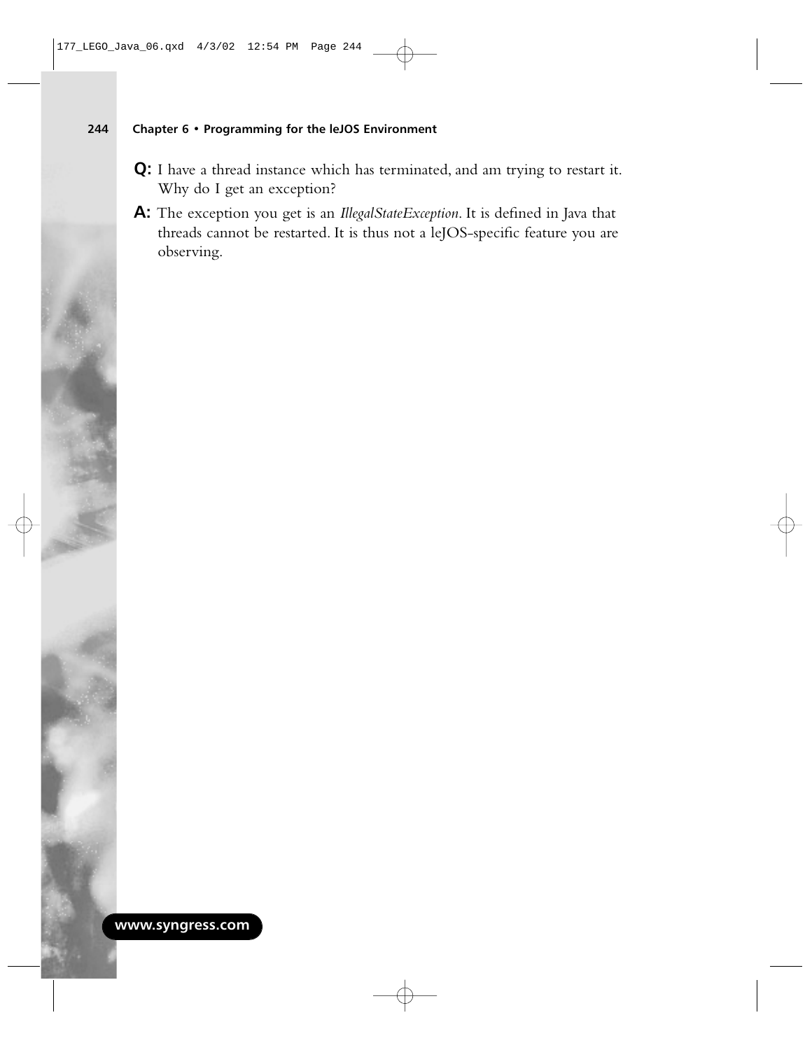**Q:** I have a thread instance which has terminated, and am trying to restart it. Why do I get an exception?

**A:** The exception you get is an *IllegalStateException*. It is defined in Java that threads cannot be restarted. It is thus not a leJOS-specific feature you are observing.